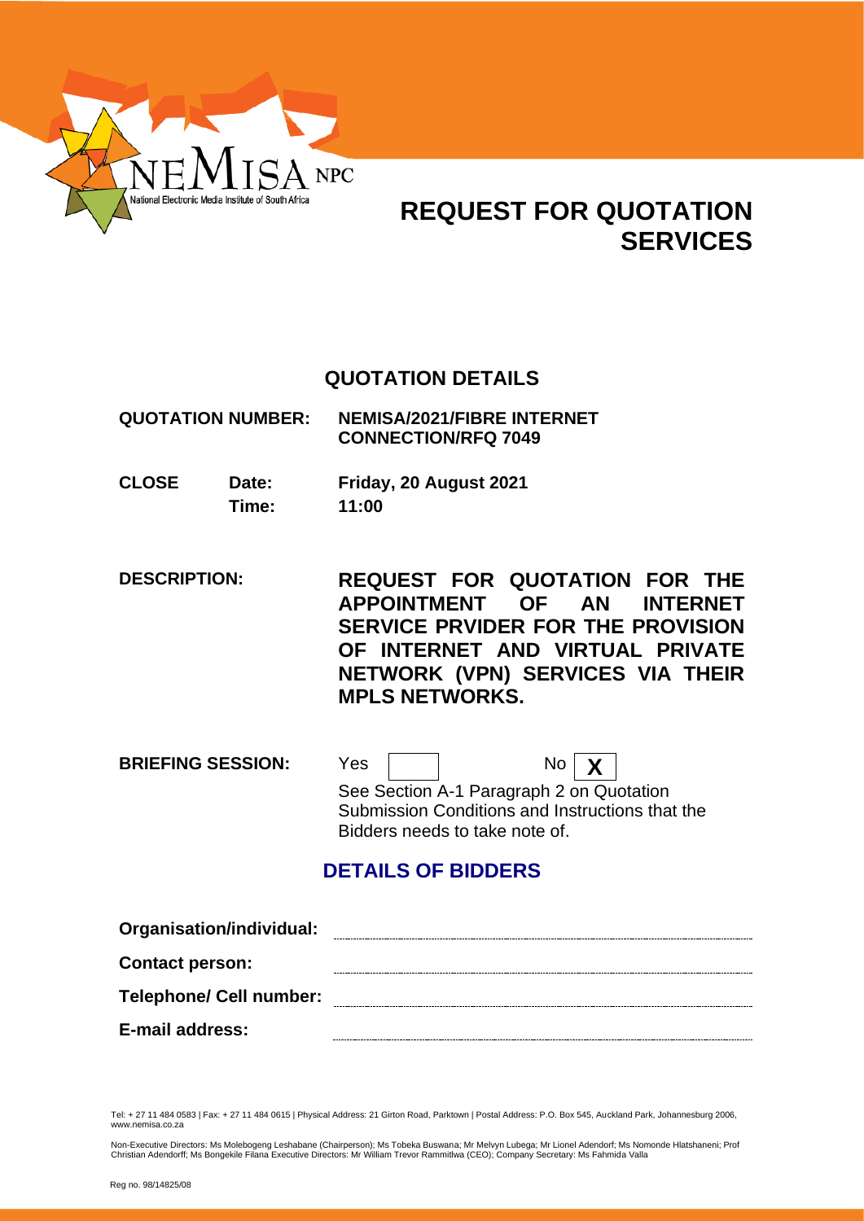NEMISA NPC
National Electronic Media Institute of South Africa

# REQUEST FOR QUOTATION SERVICES

## QUOTATION DETAILS

| | |
|---|---|
| **QUOTATION NUMBER:** | **NEMISA/2021/FIBRE INTERNET CONNECTION/RFQ 7049** |
| **CLOSE Date:** | **Friday, 20 August 2021** |
| **Time:** | **11:00** |
| **DESCRIPTION:** | **REQUEST FOR QUOTATION FOR THE APPOINTMENT OF AN INTERNET SERVICE PRVIDER FOR THE PROVISION OF INTERNET AND VIRTUAL PRIVATE NETWORK (VPN) SERVICES VIA THEIR MPLS NETWORKS.** |

**BRIEFING SESSION:** Yes [ ] No [X]

See Section A-1 Paragraph 2 on Quotation Submission Conditions and Instructions that the Bidders needs to take note of.

## DETAILS OF BIDDERS

**Organisation/individual:** ..............................

**Contact person:** ..............................

**Telephone/ Cell number:** ..............................

**E-mail address:** ..............................

Tel: + 27 11 484 0583 | Fax: + 27 11 484 0615 | Physical Address: 21 Girton Road, Parktown | Postal Address: P.O. Box 545, Auckland Park, Johannesburg 2006, www.nemisa.co.za

Non-Executive Directors: Ms Molebogeng Leshabane (Chairperson); Ms Tobeka Buswana; Mr Melvyn Lubega; Mr Lionel Adendorf; Ms Nomonde Hlatshaneni; Prof Christian Adendorff; Ms Bongekile Filana Executive Directors: Mr William Trevor Rammitlwa (CEO); Company Secretary: Ms Fahmida Valla

Reg no. 98/14825/08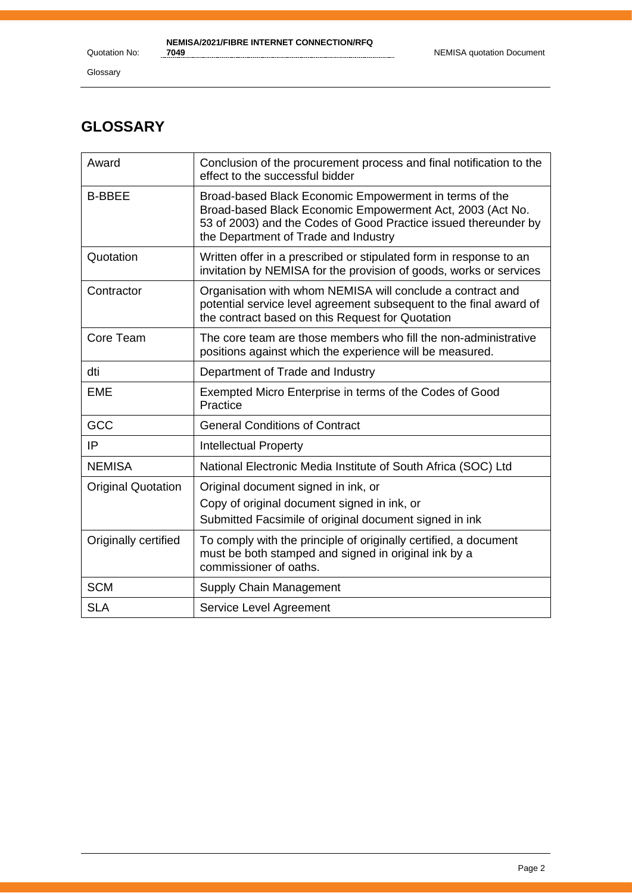# GLOSSARY

| | |
|---|---|
| Award | Conclusion of the procurement process and final notification to the effect to the successful bidder |
| B-BBEE | Broad-based Black Economic Empowerment in terms of the Broad-based Black Economic Empowerment Act, 2003 (Act No. 53 of 2003) and the Codes of Good Practice issued thereunder by the Department of Trade and Industry |
| Quotation | Written offer in a prescribed or stipulated form in response to an invitation by NEMISA for the provision of goods, works or services |
| Contractor | Organisation with whom NEMISA will conclude a contract and potential service level agreement subsequent to the final award of the contract based on this Request for Quotation |
| Core Team | The core team are those members who fill the non-administrative positions against which the experience will be measured. |
| dti | Department of Trade and Industry |
| EME | Exempted Micro Enterprise in terms of the Codes of Good Practice |
| GCC | General Conditions of Contract |
| IP | Intellectual Property |
| NEMISA | National Electronic Media Institute of South Africa (SOC) Ltd |
| Original Quotation | Original document signed in ink, or<br>Copy of original document signed in ink, or<br>Submitted Facsimile of original document signed in ink |
| Originally certified | To comply with the principle of originally certified, a document must be both stamped and signed in original ink by a commissioner of oaths. |
| SCM | Supply Chain Management |
| SLA | Service Level Agreement |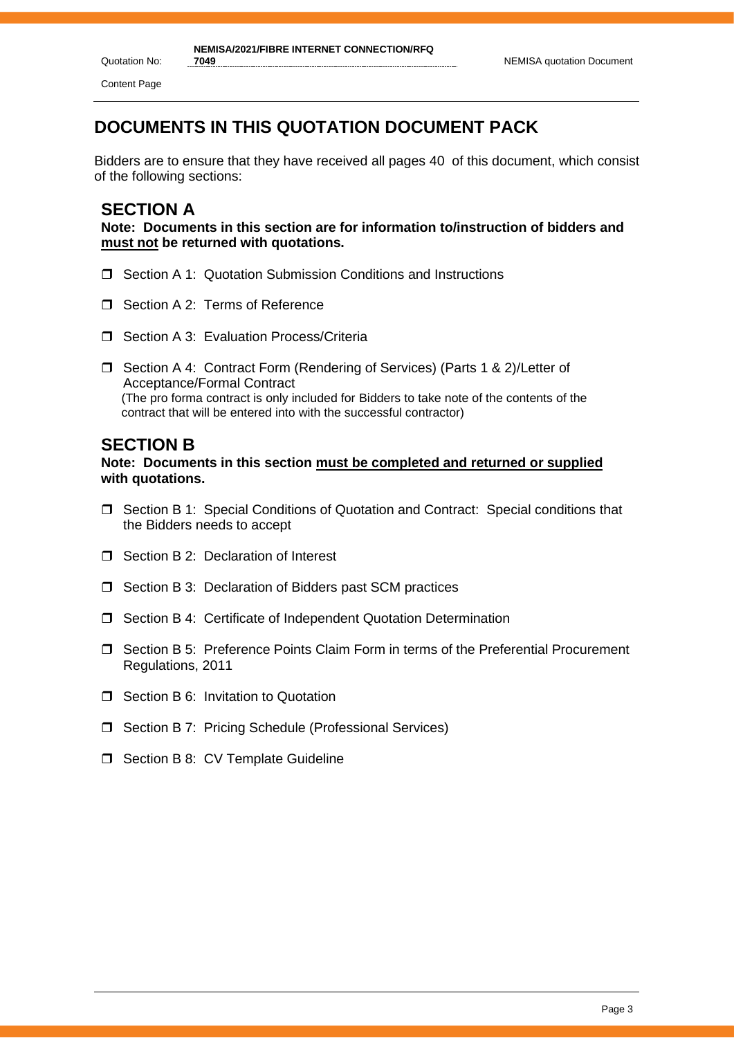# DOCUMENTS IN THIS QUOTATION DOCUMENT PACK

Bidders are to ensure that they have received all pages 40 of this document, which consist of the following sections:

## SECTION A

**Note: Documents in this section are for information to/instruction of bidders and must not be returned with quotations.**

- ❒ Section A 1: Quotation Submission Conditions and Instructions
- ❒ Section A 2: Terms of Reference
- ❒ Section A 3: Evaluation Process/Criteria
- ❒ Section A 4: Contract Form (Rendering of Services) (Parts 1 & 2)/Letter of Acceptance/Formal Contract
  (The pro forma contract is only included for Bidders to take note of the contents of the contract that will be entered into with the successful contractor)

## SECTION B

**Note: Documents in this section must be completed and returned or supplied with quotations.**

- ❒ Section B 1: Special Conditions of Quotation and Contract: Special conditions that the Bidders needs to accept
- ❒ Section B 2: Declaration of Interest
- ❒ Section B 3: Declaration of Bidders past SCM practices
- ❒ Section B 4: Certificate of Independent Quotation Determination
- ❒ Section B 5: Preference Points Claim Form in terms of the Preferential Procurement Regulations, 2011
- ❒ Section B 6: Invitation to Quotation
- ❒ Section B 7: Pricing Schedule (Professional Services)
- ❒ Section B 8: CV Template Guideline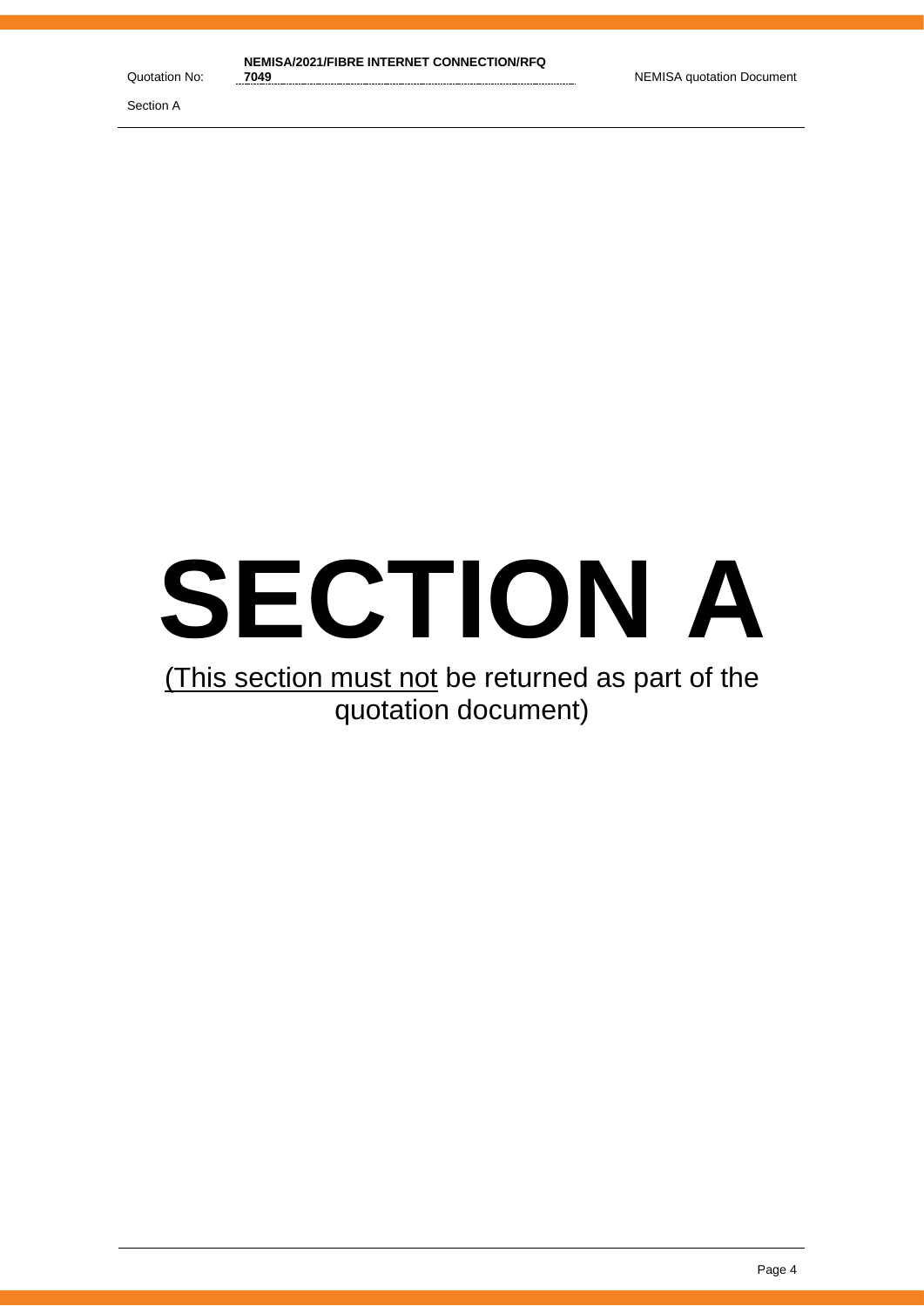# SECTION A

<u>(This section must not</u> be returned as part of the quotation document)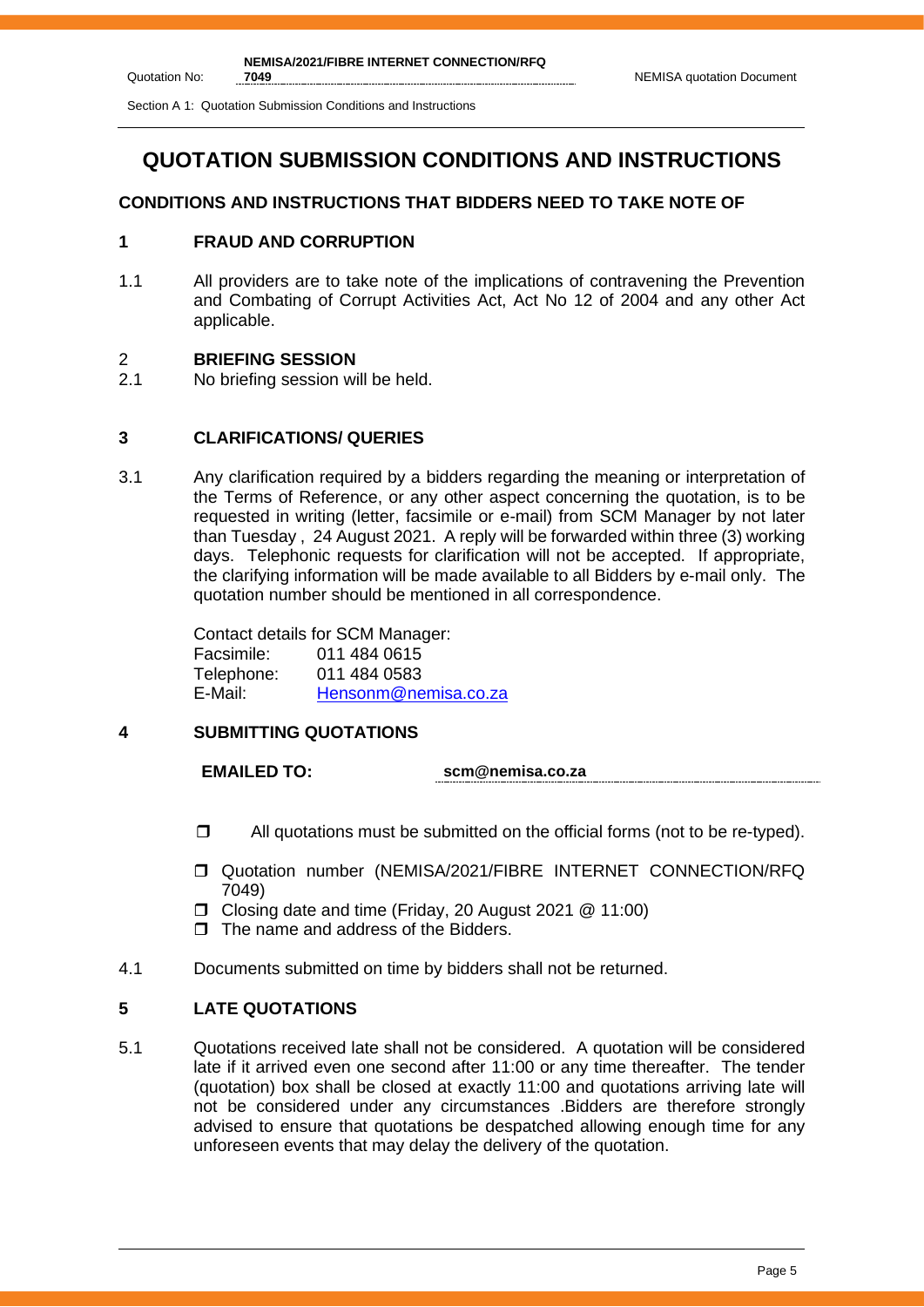# QUOTATION SUBMISSION CONDITIONS AND INSTRUCTIONS

## CONDITIONS AND INSTRUCTIONS THAT BIDDERS NEED TO TAKE NOTE OF

### 1 FRAUD AND CORRUPTION

1.1 All providers are to take note of the implications of contravening the Prevention and Combating of Corrupt Activities Act, Act No 12 of 2004 and any other Act applicable.

### 2 BRIEFING SESSION

2.1 No briefing session will be held.

### 3 CLARIFICATIONS/ QUERIES

3.1 Any clarification required by a bidders regarding the meaning or interpretation of the Terms of Reference, or any other aspect concerning the quotation, is to be requested in writing (letter, facsimile or e-mail) from SCM Manager by not later than Tuesday , 24 August 2021. A reply will be forwarded within three (3) working days. Telephonic requests for clarification will not be accepted. If appropriate, the clarifying information will be made available to all Bidders by e-mail only. The quotation number should be mentioned in all correspondence.

Contact details for SCM Manager:
Facsimile: 011 484 0615
Telephone: 011 484 0583
E-Mail: Hensonm@nemisa.co.za

### 4 SUBMITTING QUOTATIONS

**EMAILED TO:** **scm@nemisa.co.za**

- All quotations must be submitted on the official forms (not to be re-typed).
- Quotation number (NEMISA/2021/FIBRE INTERNET CONNECTION/RFQ 7049)
- Closing date and time (Friday, 20 August 2021 @ 11:00)
- The name and address of the Bidders.

4.1 Documents submitted on time by bidders shall not be returned.

### 5 LATE QUOTATIONS

5.1 Quotations received late shall not be considered. A quotation will be considered late if it arrived even one second after 11:00 or any time thereafter. The tender (quotation) box shall be closed at exactly 11:00 and quotations arriving late will not be considered under any circumstances .Bidders are therefore strongly advised to ensure that quotations be despatched allowing enough time for any unforeseen events that may delay the delivery of the quotation.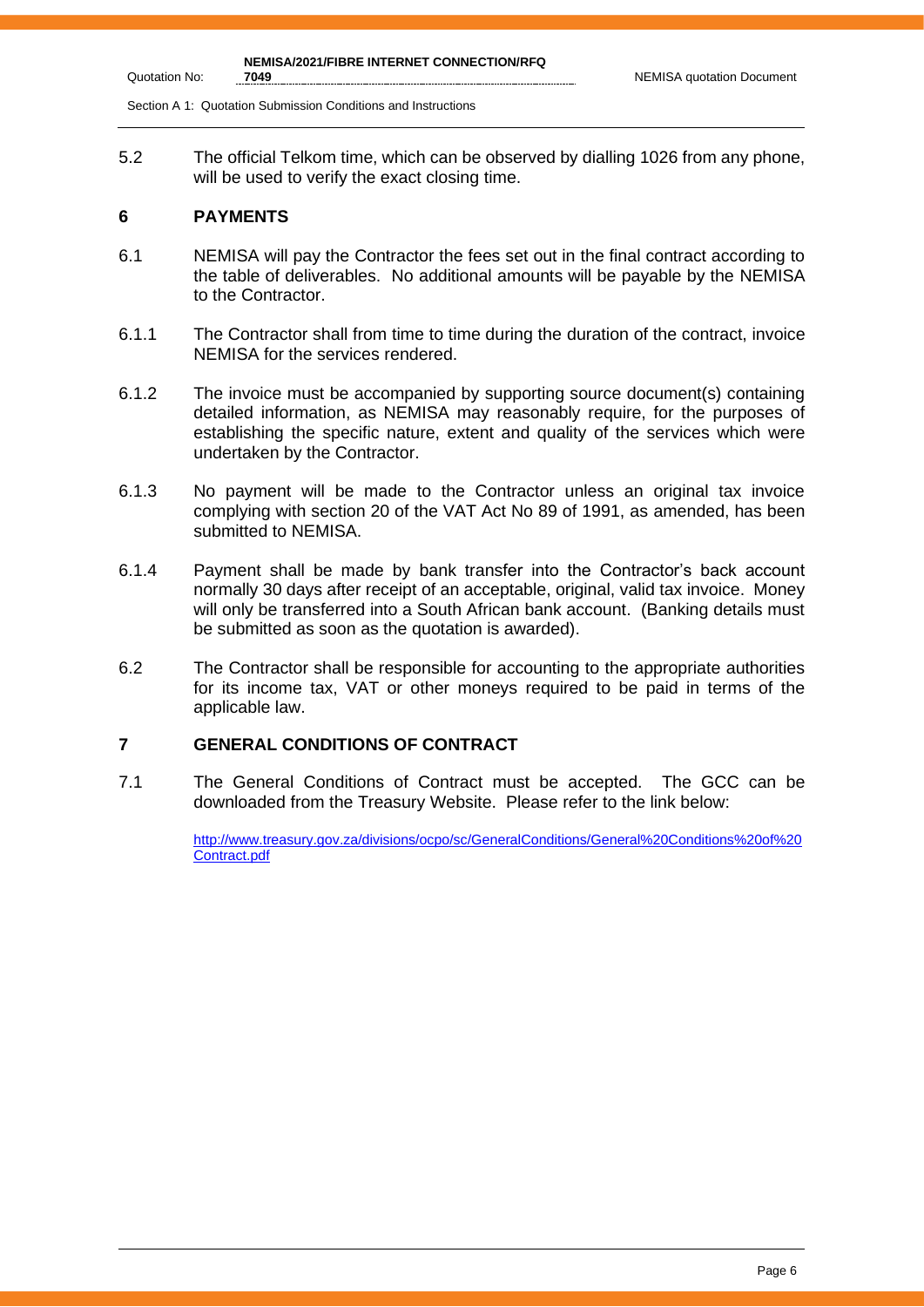5.2 The official Telkom time, which can be observed by dialling 1026 from any phone, will be used to verify the exact closing time.

## 6 PAYMENTS

6.1 NEMISA will pay the Contractor the fees set out in the final contract according to the table of deliverables. No additional amounts will be payable by the NEMISA to the Contractor.

6.1.1 The Contractor shall from time to time during the duration of the contract, invoice NEMISA for the services rendered.

6.1.2 The invoice must be accompanied by supporting source document(s) containing detailed information, as NEMISA may reasonably require, for the purposes of establishing the specific nature, extent and quality of the services which were undertaken by the Contractor.

6.1.3 No payment will be made to the Contractor unless an original tax invoice complying with section 20 of the VAT Act No 89 of 1991, as amended, has been submitted to NEMISA.

6.1.4 Payment shall be made by bank transfer into the Contractor's back account normally 30 days after receipt of an acceptable, original, valid tax invoice. Money will only be transferred into a South African bank account. (Banking details must be submitted as soon as the quotation is awarded).

6.2 The Contractor shall be responsible for accounting to the appropriate authorities for its income tax, VAT or other moneys required to be paid in terms of the applicable law.

## 7 GENERAL CONDITIONS OF CONTRACT

7.1 The General Conditions of Contract must be accepted. The GCC can be downloaded from the Treasury Website. Please refer to the link below:

http://www.treasury.gov.za/divisions/ocpo/sc/GeneralConditions/General%20Conditions%20of%20Contract.pdf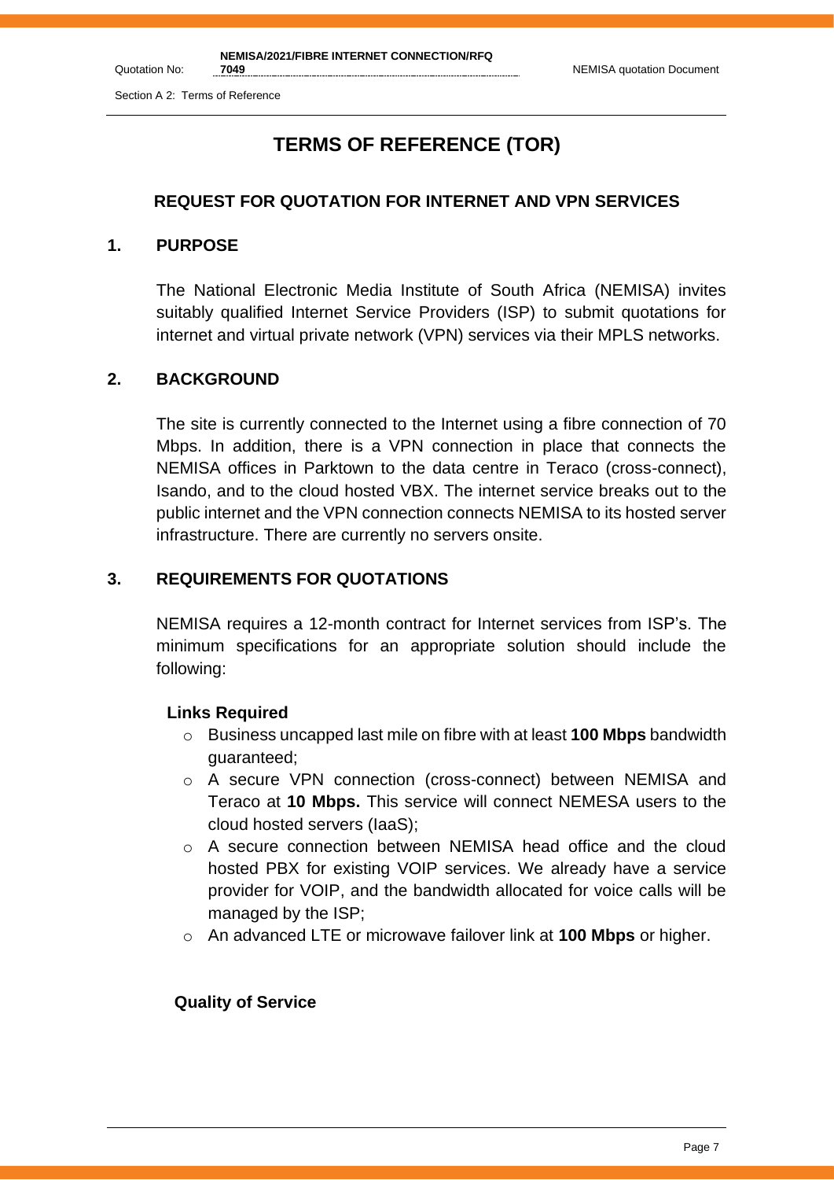# TERMS OF REFERENCE (TOR)

## REQUEST FOR QUOTATION FOR INTERNET AND VPN SERVICES

### 1. PURPOSE

The National Electronic Media Institute of South Africa (NEMISA) invites suitably qualified Internet Service Providers (ISP) to submit quotations for internet and virtual private network (VPN) services via their MPLS networks.

### 2. BACKGROUND

The site is currently connected to the Internet using a fibre connection of 70 Mbps. In addition, there is a VPN connection in place that connects the NEMISA offices in Parktown to the data centre in Teraco (cross-connect), Isando, and to the cloud hosted VBX. The internet service breaks out to the public internet and the VPN connection connects NEMISA to its hosted server infrastructure. There are currently no servers onsite.

### 3. REQUIREMENTS FOR QUOTATIONS

NEMISA requires a 12-month contract for Internet services from ISP's. The minimum specifications for an appropriate solution should include the following:

**Links Required**

- Business uncapped last mile on fibre with at least **100 Mbps** bandwidth guaranteed;
- A secure VPN connection (cross-connect) between NEMISA and Teraco at **10 Mbps.** This service will connect NEMESA users to the cloud hosted servers (IaaS);
- A secure connection between NEMISA head office and the cloud hosted PBX for existing VOIP services. We already have a service provider for VOIP, and the bandwidth allocated for voice calls will be managed by the ISP;
- An advanced LTE or microwave failover link at **100 Mbps** or higher.

**Quality of Service**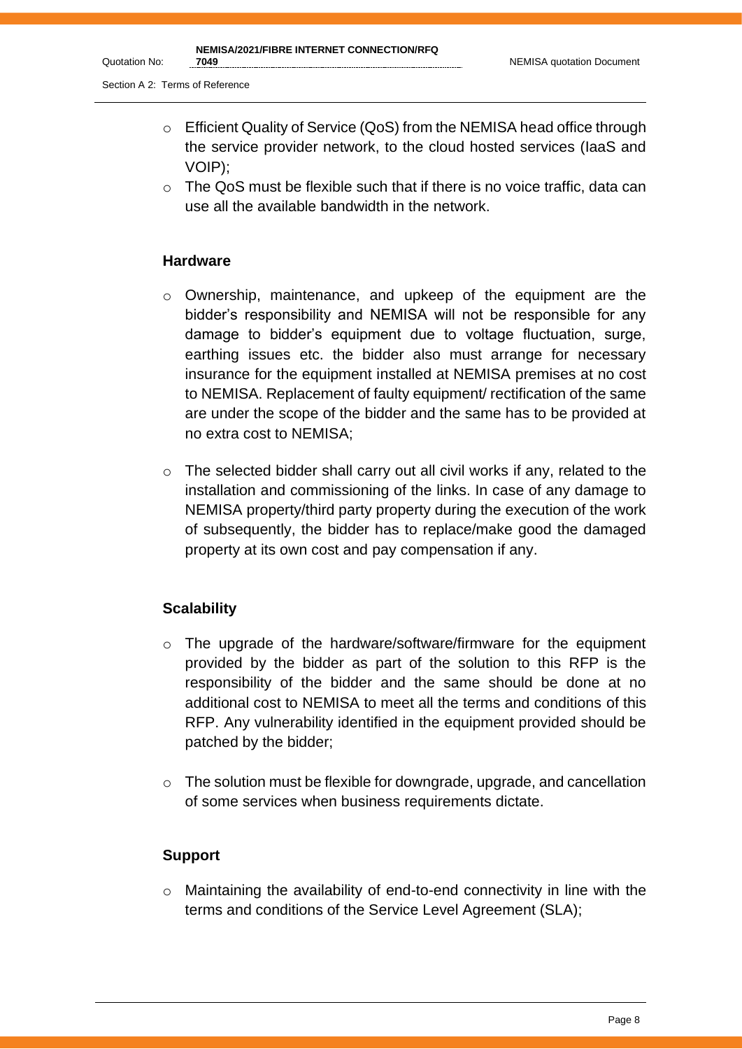- Efficient Quality of Service (QoS) from the NEMISA head office through the service provider network, to the cloud hosted services (IaaS and VOIP);
- The QoS must be flexible such that if there is no voice traffic, data can use all the available bandwidth in the network.

**Hardware**

- Ownership, maintenance, and upkeep of the equipment are the bidder's responsibility and NEMISA will not be responsible for any damage to bidder's equipment due to voltage fluctuation, surge, earthing issues etc. the bidder also must arrange for necessary insurance for the equipment installed at NEMISA premises at no cost to NEMISA. Replacement of faulty equipment/ rectification of the same are under the scope of the bidder and the same has to be provided at no extra cost to NEMISA;

- The selected bidder shall carry out all civil works if any, related to the installation and commissioning of the links. In case of any damage to NEMISA property/third party property during the execution of the work of subsequently, the bidder has to replace/make good the damaged property at its own cost and pay compensation if any.

**Scalability**

- The upgrade of the hardware/software/firmware for the equipment provided by the bidder as part of the solution to this RFP is the responsibility of the bidder and the same should be done at no additional cost to NEMISA to meet all the terms and conditions of this RFP. Any vulnerability identified in the equipment provided should be patched by the bidder;

- The solution must be flexible for downgrade, upgrade, and cancellation of some services when business requirements dictate.

**Support**

- Maintaining the availability of end-to-end connectivity in line with the terms and conditions of the Service Level Agreement (SLA);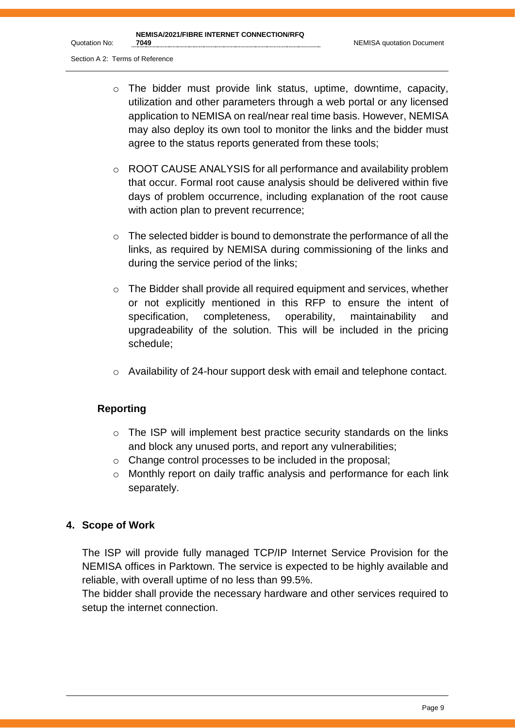- The bidder must provide link status, uptime, downtime, capacity, utilization and other parameters through a web portal or any licensed application to NEMISA on real/near real time basis. However, NEMISA may also deploy its own tool to monitor the links and the bidder must agree to the status reports generated from these tools;
- ROOT CAUSE ANALYSIS for all performance and availability problem that occur. Formal root cause analysis should be delivered within five days of problem occurrence, including explanation of the root cause with action plan to prevent recurrence;
- The selected bidder is bound to demonstrate the performance of all the links, as required by NEMISA during commissioning of the links and during the service period of the links;
- The Bidder shall provide all required equipment and services, whether or not explicitly mentioned in this RFP to ensure the intent of specification, completeness, operability, maintainability and upgradeability of the solution. This will be included in the pricing schedule;
- Availability of 24-hour support desk with email and telephone contact.

**Reporting**

- The ISP will implement best practice security standards on the links and block any unused ports, and report any vulnerabilities;
- Change control processes to be included in the proposal;
- Monthly report on daily traffic analysis and performance for each link separately.

## 4. Scope of Work

The ISP will provide fully managed TCP/IP Internet Service Provision for the NEMISA offices in Parktown. The service is expected to be highly available and reliable, with overall uptime of no less than 99.5%.

The bidder shall provide the necessary hardware and other services required to setup the internet connection.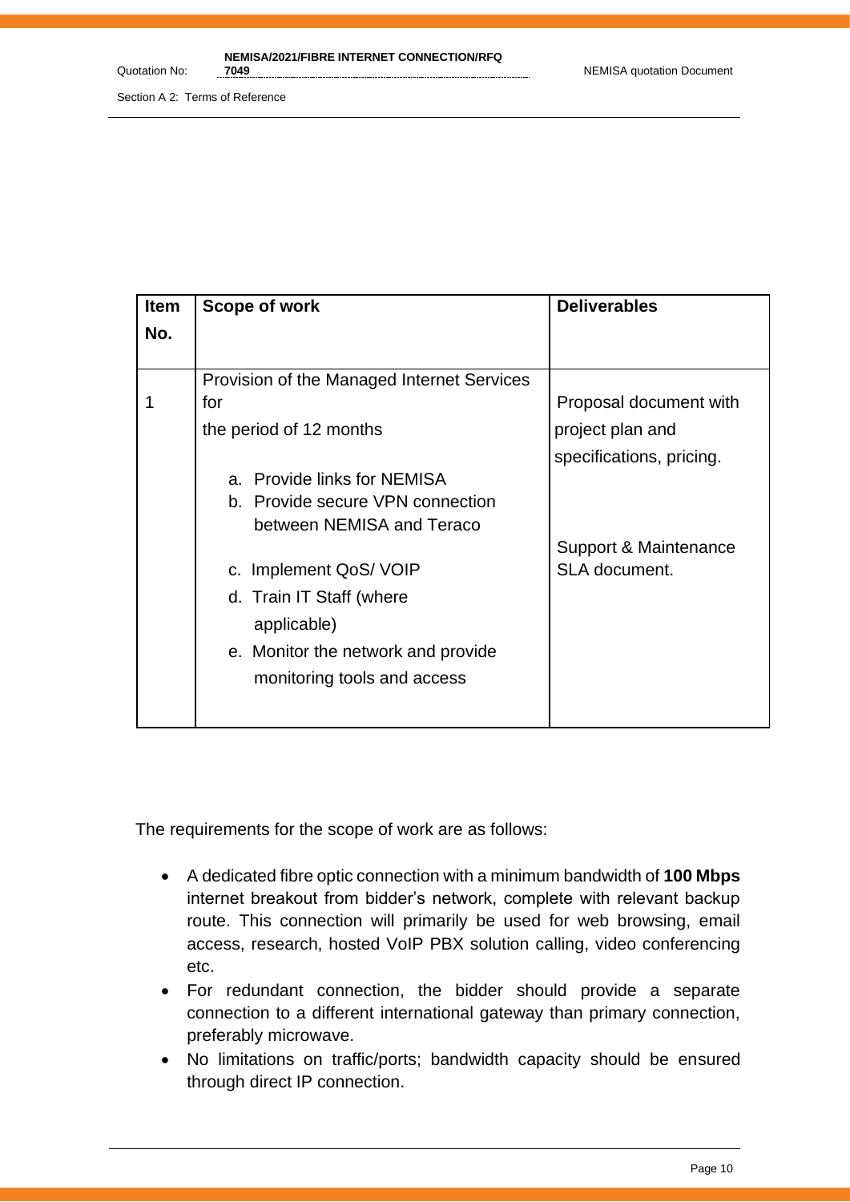| Item No. | Scope of work | Deliverables |
| --- | --- | --- |
| 1 | Provision of the Managed Internet Services for the period of 12 months<br><br>a. Provide links for NEMISA<br>b. Provide secure VPN connection between NEMISA and Teraco<br>c. Implement QoS/ VOIP<br>d. Train IT Staff (where applicable)<br>e. Monitor the network and provide monitoring tools and access | Proposal document with project plan and specifications, pricing.<br><br>Support & Maintenance SLA document. |

The requirements for the scope of work are as follows:

- A dedicated fibre optic connection with a minimum bandwidth of **100 Mbps** internet breakout from bidder's network, complete with relevant backup route. This connection will primarily be used for web browsing, email access, research, hosted VoIP PBX solution calling, video conferencing etc.
- For redundant connection, the bidder should provide a separate connection to a different international gateway than primary connection, preferably microwave.
- No limitations on traffic/ports; bandwidth capacity should be ensured through direct IP connection.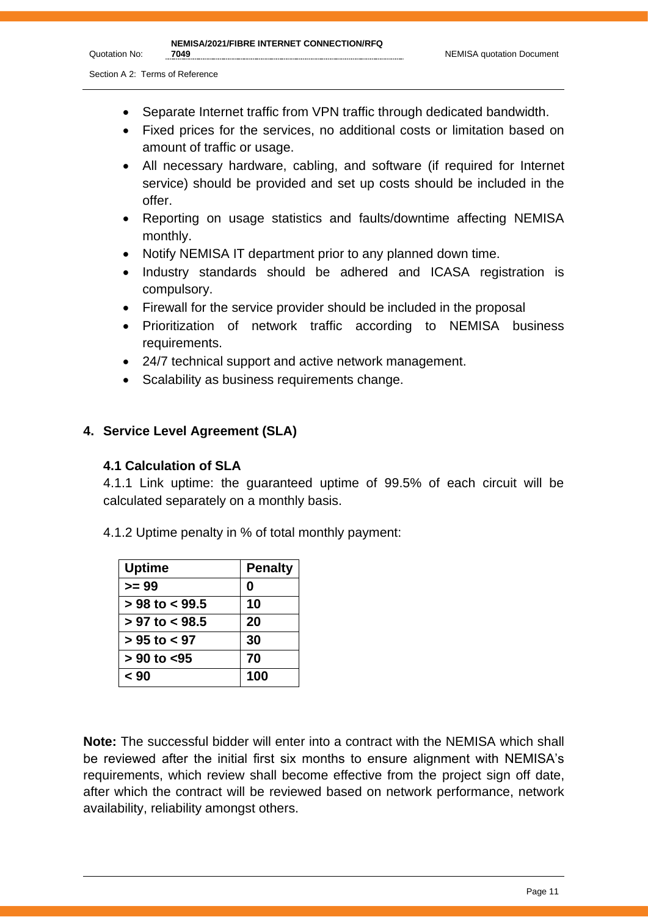- Separate Internet traffic from VPN traffic through dedicated bandwidth.
- Fixed prices for the services, no additional costs or limitation based on amount of traffic or usage.
- All necessary hardware, cabling, and software (if required for Internet service) should be provided and set up costs should be included in the offer.
- Reporting on usage statistics and faults/downtime affecting NEMISA monthly.
- Notify NEMISA IT department prior to any planned down time.
- Industry standards should be adhered and ICASA registration is compulsory.
- Firewall for the service provider should be included in the proposal
- Prioritization of network traffic according to NEMISA business requirements.
- 24/7 technical support and active network management.
- Scalability as business requirements change.

## 4. Service Level Agreement (SLA)

### 4.1 Calculation of SLA

4.1.1 Link uptime: the guaranteed uptime of 99.5% of each circuit will be calculated separately on a monthly basis.

4.1.2 Uptime penalty in % of total monthly payment:

| Uptime | Penalty |
|---|---|
| **>= 99** | **0** |
| **> 98 to < 99.5** | **10** |
| **> 97 to < 98.5** | **20** |
| **> 95 to < 97** | **30** |
| **> 90 to <95** | **70** |
| **< 90** | **100** |

**Note:** The successful bidder will enter into a contract with the NEMISA which shall be reviewed after the initial first six months to ensure alignment with NEMISA's requirements, which review shall become effective from the project sign off date, after which the contract will be reviewed based on network performance, network availability, reliability amongst others.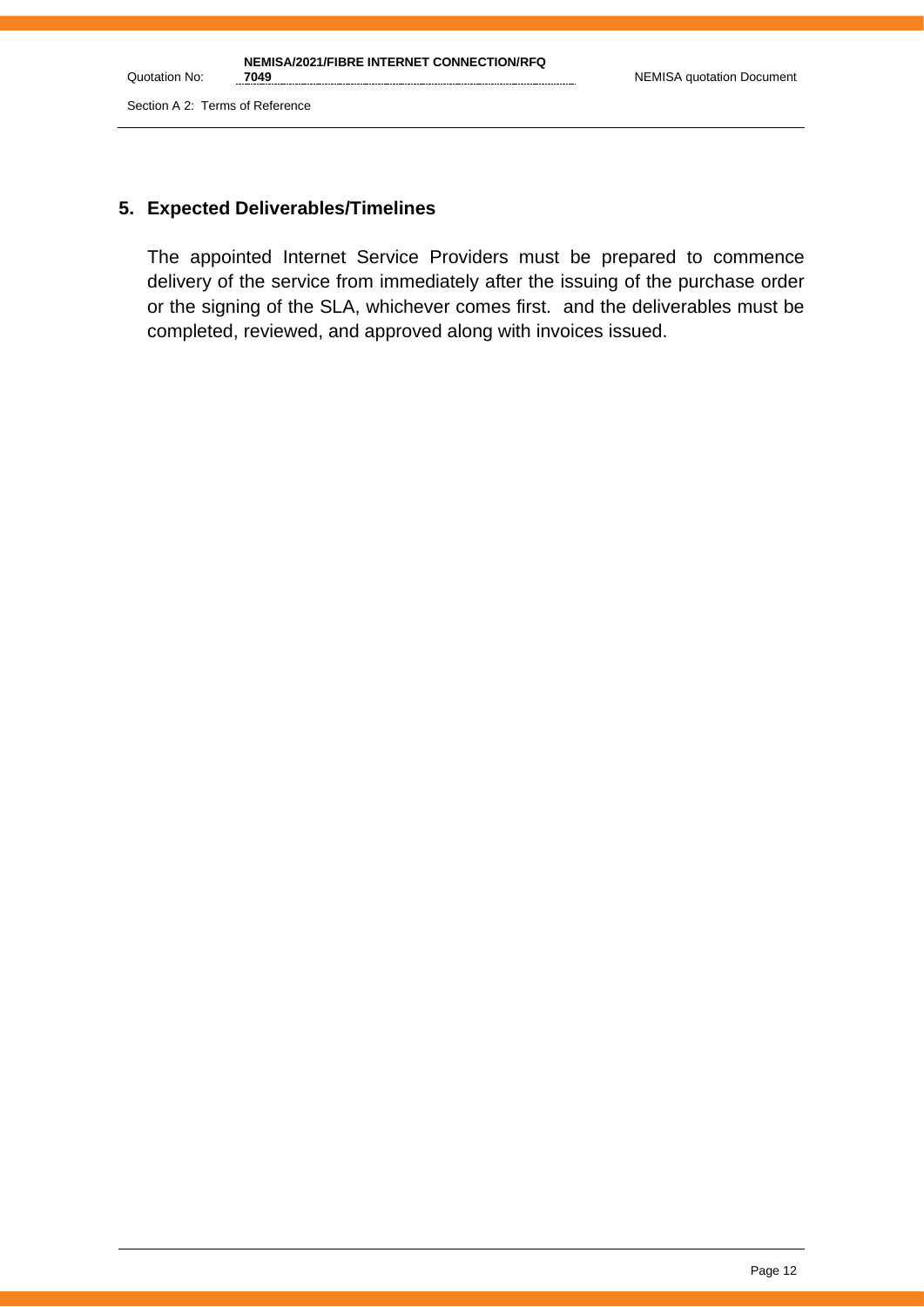## 5. Expected Deliverables/Timelines

The appointed Internet Service Providers must be prepared to commence delivery of the service from immediately after the issuing of the purchase order or the signing of the SLA, whichever comes first. and the deliverables must be completed, reviewed, and approved along with invoices issued.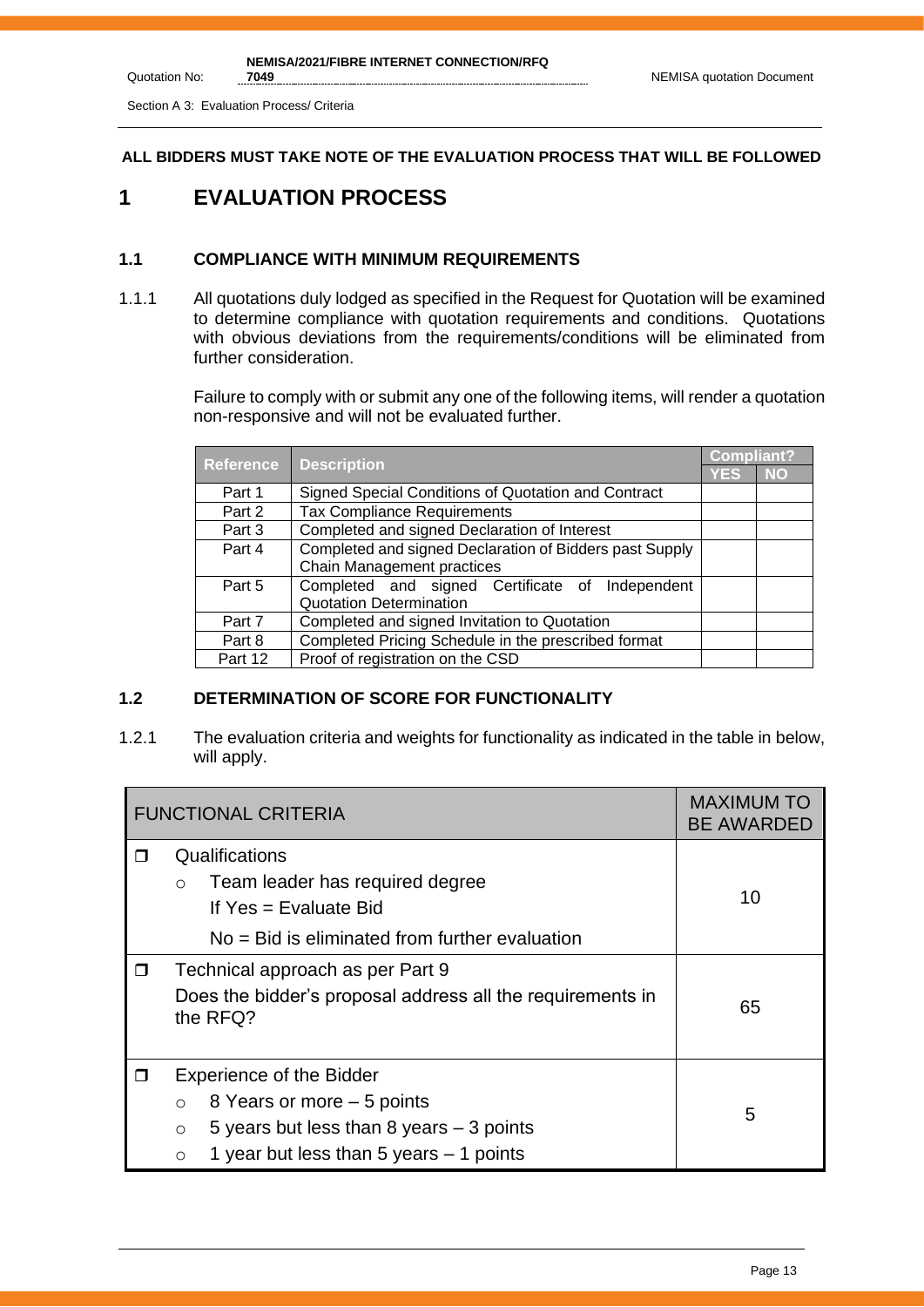**ALL BIDDERS MUST TAKE NOTE OF THE EVALUATION PROCESS THAT WILL BE FOLLOWED**

# 1 EVALUATION PROCESS

## 1.1 COMPLIANCE WITH MINIMUM REQUIREMENTS

1.1.1 All quotations duly lodged as specified in the Request for Quotation will be examined to determine compliance with quotation requirements and conditions. Quotations with obvious deviations from the requirements/conditions will be eliminated from further consideration.

Failure to comply with or submit any one of the following items, will render a quotation non-responsive and will not be evaluated further.

| Reference | Description | Compliant? | |
|---|---|---|---|
| | | YES | NO |
| Part 1 | Signed Special Conditions of Quotation and Contract | | |
| Part 2 | Tax Compliance Requirements | | |
| Part 3 | Completed and signed Declaration of Interest | | |
| Part 4 | Completed and signed Declaration of Bidders past Supply Chain Management practices | | |
| Part 5 | Completed and signed Certificate of Independent Quotation Determination | | |
| Part 7 | Completed and signed Invitation to Quotation | | |
| Part 8 | Completed Pricing Schedule in the prescribed format | | |
| Part 12 | Proof of registration on the CSD | | |

## 1.2 DETERMINATION OF SCORE FOR FUNCTIONALITY

1.2.1 The evaluation criteria and weights for functionality as indicated in the table in below, will apply.

| FUNCTIONAL CRITERIA | MAXIMUM TO BE AWARDED |
|---|---|
| ❒ Qualifications<br>○ Team leader has required degree<br>If Yes = Evaluate Bid<br>No = Bid is eliminated from further evaluation | 10 |
| ❒ Technical approach as per Part 9<br>Does the bidder's proposal address all the requirements in the RFQ? | 65 |
| ❒ Experience of the Bidder<br>○ 8 Years or more – 5 points<br>○ 5 years but less than 8 years – 3 points<br>○ 1 year but less than 5 years – 1 points | 5 |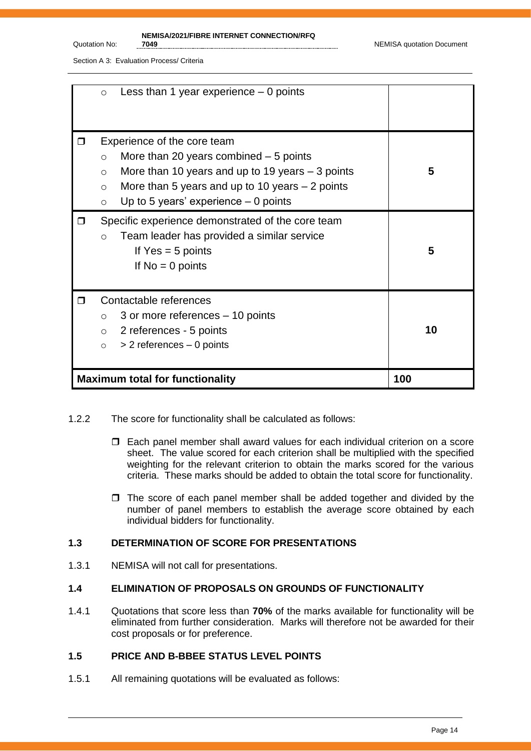| Criteria | Weight |
| --- | --- |
| ○ Less than 1 year experience – 0 points | |
| ❒ Experience of the core team<br>○ More than 20 years combined – 5 points<br>○ More than 10 years and up to 19 years – 3 points<br>○ More than 5 years and up to 10 years – 2 points<br>○ Up to 5 years' experience – 0 points | **5** |
| ❒ Specific experience demonstrated of the core team<br>○ Team leader has provided a similar service<br>If Yes = 5 points<br>If No = 0 points | **5** |
| ❒ Contactable references<br>○ 3 or more references – 10 points<br>○ 2 references - 5 points<br>○ > 2 references – 0 points | **10** |
| **Maximum total for functionality** | **100** |

1.2.2 The score for functionality shall be calculated as follows:

- Each panel member shall award values for each individual criterion on a score sheet. The value scored for each criterion shall be multiplied with the specified weighting for the relevant criterion to obtain the marks scored for the various criteria. These marks should be added to obtain the total score for functionality.
- The score of each panel member shall be added together and divided by the number of panel members to establish the average score obtained by each individual bidders for functionality.

### 1.3 DETERMINATION OF SCORE FOR PRESENTATIONS

1.3.1 NEMISA will not call for presentations.

### 1.4 ELIMINATION OF PROPOSALS ON GROUNDS OF FUNCTIONALITY

1.4.1 Quotations that score less than **70%** of the marks available for functionality will be eliminated from further consideration. Marks will therefore not be awarded for their cost proposals or for preference.

### 1.5 PRICE AND B-BBEE STATUS LEVEL POINTS

1.5.1 All remaining quotations will be evaluated as follows: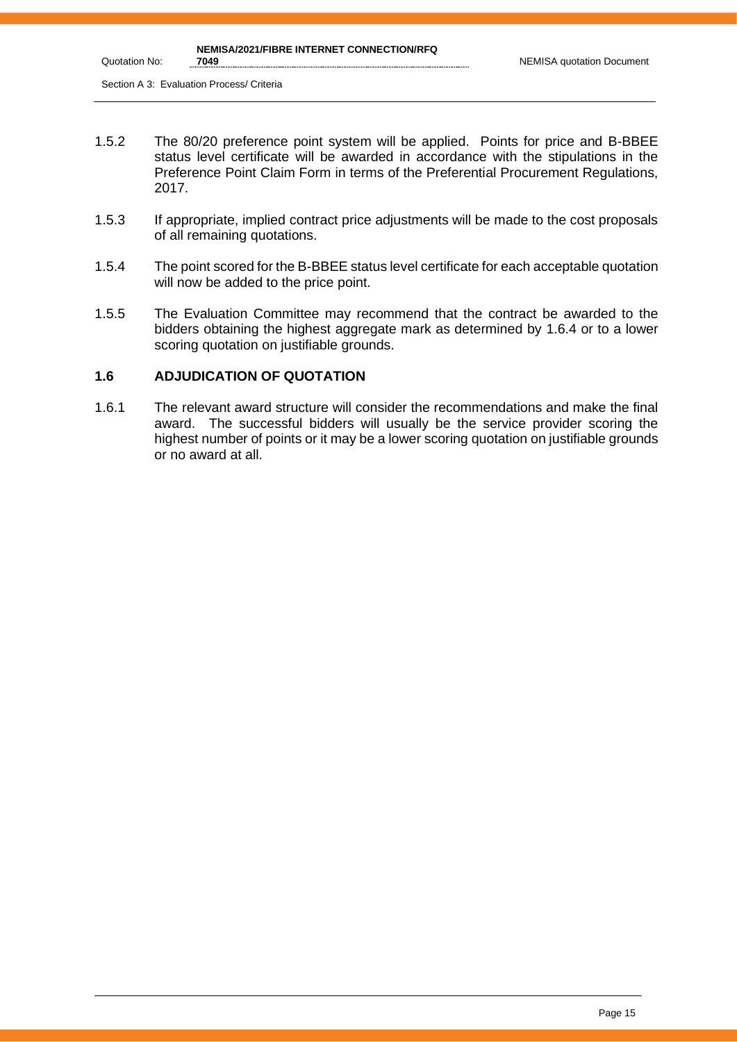1.5.2 The 80/20 preference point system will be applied. Points for price and B-BBEE status level certificate will be awarded in accordance with the stipulations in the Preference Point Claim Form in terms of the Preferential Procurement Regulations, 2017.

1.5.3 If appropriate, implied contract price adjustments will be made to the cost proposals of all remaining quotations.

1.5.4 The point scored for the B-BBEE status level certificate for each acceptable quotation will now be added to the price point.

1.5.5 The Evaluation Committee may recommend that the contract be awarded to the bidders obtaining the highest aggregate mark as determined by 1.6.4 or to a lower scoring quotation on justifiable grounds.

## 1.6 ADJUDICATION OF QUOTATION

1.6.1 The relevant award structure will consider the recommendations and make the final award. The successful bidders will usually be the service provider scoring the highest number of points or it may be a lower scoring quotation on justifiable grounds or no award at all.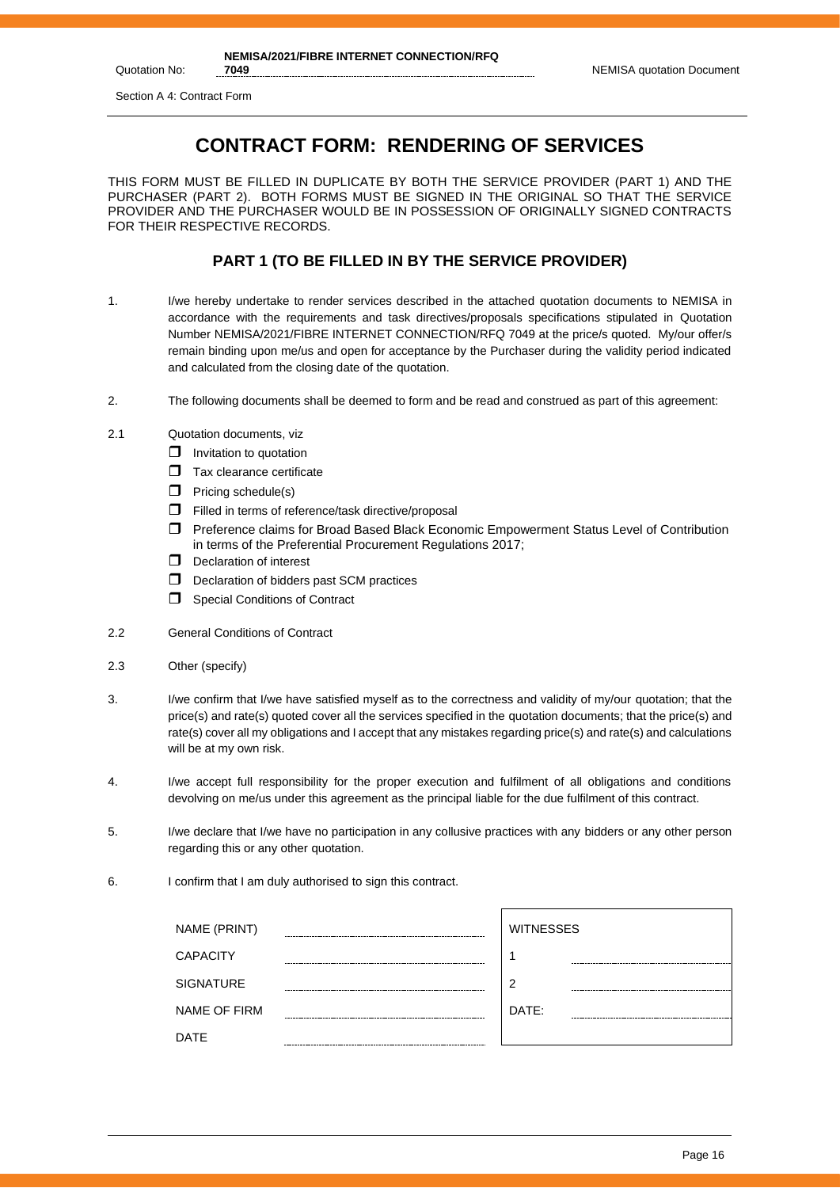# CONTRACT FORM: RENDERING OF SERVICES

THIS FORM MUST BE FILLED IN DUPLICATE BY BOTH THE SERVICE PROVIDER (PART 1) AND THE PURCHASER (PART 2). BOTH FORMS MUST BE SIGNED IN THE ORIGINAL SO THAT THE SERVICE PROVIDER AND THE PURCHASER WOULD BE IN POSSESSION OF ORIGINALLY SIGNED CONTRACTS FOR THEIR RESPECTIVE RECORDS.

## PART 1 (TO BE FILLED IN BY THE SERVICE PROVIDER)

1. I/we hereby undertake to render services described in the attached quotation documents to NEMISA in accordance with the requirements and task directives/proposals specifications stipulated in Quotation Number NEMISA/2021/FIBRE INTERNET CONNECTION/RFQ 7049 at the price/s quoted. My/our offer/s remain binding upon me/us and open for acceptance by the Purchaser during the validity period indicated and calculated from the closing date of the quotation.

2. The following documents shall be deemed to form and be read and construed as part of this agreement:

2.1 Quotation documents, viz
- ☐ Invitation to quotation
- ☐ Tax clearance certificate
- ☐ Pricing schedule(s)
- ☐ Filled in terms of reference/task directive/proposal
- ☐ Preference claims for Broad Based Black Economic Empowerment Status Level of Contribution in terms of the Preferential Procurement Regulations 2017;
- ☐ Declaration of interest
- ☐ Declaration of bidders past SCM practices
- ☐ Special Conditions of Contract

2.2 General Conditions of Contract

2.3 Other (specify)

3. I/we confirm that I/we have satisfied myself as to the correctness and validity of my/our quotation; that the price(s) and rate(s) quoted cover all the services specified in the quotation documents; that the price(s) and rate(s) cover all my obligations and I accept that any mistakes regarding price(s) and rate(s) and calculations will be at my own risk.

4. I/we accept full responsibility for the proper execution and fulfilment of all obligations and conditions devolving on me/us under this agreement as the principal liable for the due fulfilment of this contract.

5. I/we declare that I/we have no participation in any collusive practices with any bidders or any other person regarding this or any other quotation.

6. I confirm that I am duly authorised to sign this contract.

| | | | |
|---|---|---|---|
| NAME (PRINT) | ............................ | WITNESSES | |
| CAPACITY | ............................ | 1 | ............................ |
| SIGNATURE | ............................ | 2 | ............................ |
| NAME OF FIRM | ............................ | DATE: | ............................ |
| DATE | ............................ | | |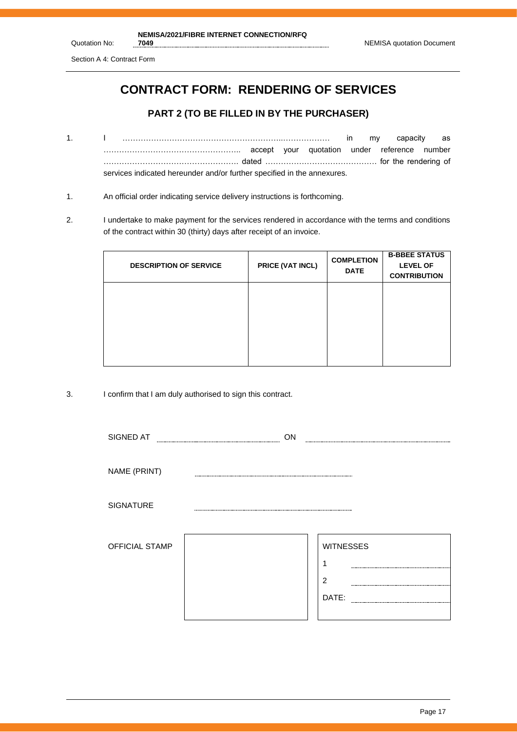# CONTRACT FORM: RENDERING OF SERVICES

## PART 2 (TO BE FILLED IN BY THE PURCHASER)

1. I ……………………………………………………..……………… in my capacity as …………………………………………….. accept your quotation under reference number ……………………………………………. dated ……………………………………. for the rendering of services indicated hereunder and/or further specified in the annexures.

1. An official order indicating service delivery instructions is forthcoming.

2. I undertake to make payment for the services rendered in accordance with the terms and conditions of the contract within 30 (thirty) days after receipt of an invoice.

| DESCRIPTION OF SERVICE | PRICE (VAT INCL) | COMPLETION DATE | B-BBEE STATUS LEVEL OF CONTRIBUTION |
|---|---|---|---|
| | | | |

3. I confirm that I am duly authorised to sign this contract.

SIGNED AT ........................................ ON ........................................

NAME (PRINT) ........................................

SIGNATURE ........................................

| OFFICIAL STAMP | | WITNESSES |
|---|---|---|
| | | 1 ........................ |
| | | 2 ........................ |
| | | DATE: ........................ |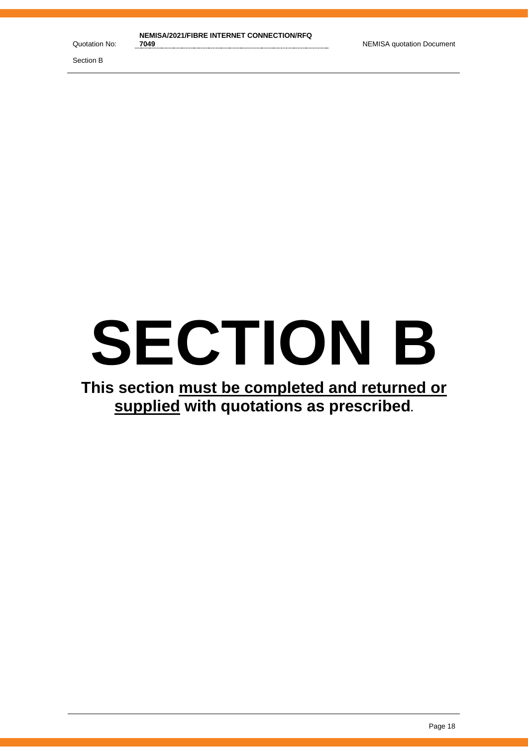# SECTION B

**This section must be completed and returned or supplied with quotations as prescribed.**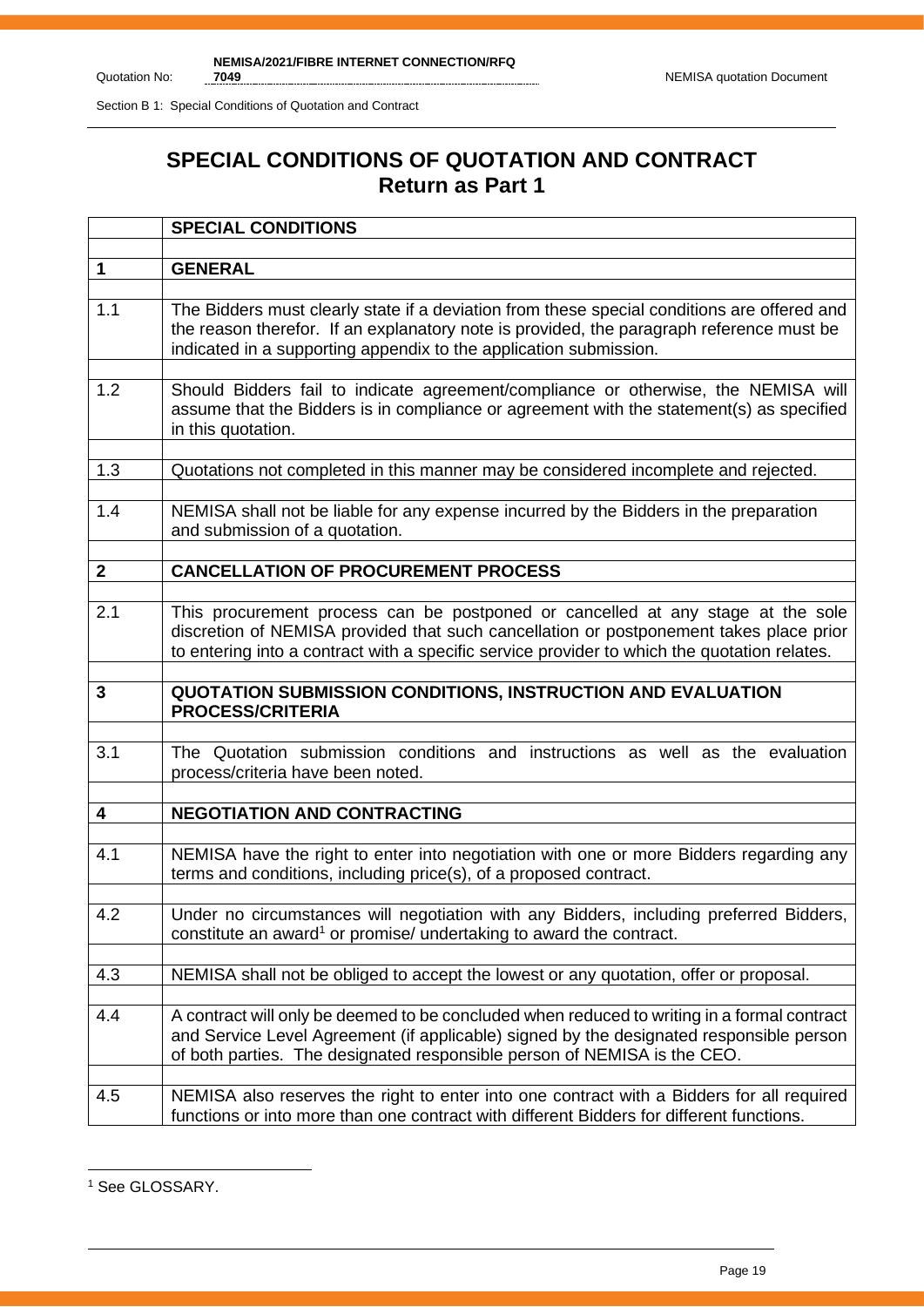# SPECIAL CONDITIONS OF QUOTATION AND CONTRACT
## Return as Part 1

| | |
|---|---|
| | **SPECIAL CONDITIONS** |
| **1** | **GENERAL** |
| 1.1 | The Bidders must clearly state if a deviation from these special conditions are offered and the reason therefor. If an explanatory note is provided, the paragraph reference must be indicated in a supporting appendix to the application submission. |
| 1.2 | Should Bidders fail to indicate agreement/compliance or otherwise, the NEMISA will assume that the Bidders is in compliance or agreement with the statement(s) as specified in this quotation. |
| 1.3 | Quotations not completed in this manner may be considered incomplete and rejected. |
| 1.4 | NEMISA shall not be liable for any expense incurred by the Bidders in the preparation and submission of a quotation. |
| **2** | **CANCELLATION OF PROCUREMENT PROCESS** |
| 2.1 | This procurement process can be postponed or cancelled at any stage at the sole discretion of NEMISA provided that such cancellation or postponement takes place prior to entering into a contract with a specific service provider to which the quotation relates. |
| **3** | **QUOTATION SUBMISSION CONDITIONS, INSTRUCTION AND EVALUATION PROCESS/CRITERIA** |
| 3.1 | The Quotation submission conditions and instructions as well as the evaluation process/criteria have been noted. |
| **4** | **NEGOTIATION AND CONTRACTING** |
| 4.1 | NEMISA have the right to enter into negotiation with one or more Bidders regarding any terms and conditions, including price(s), of a proposed contract. |
| 4.2 | Under no circumstances will negotiation with any Bidders, including preferred Bidders, constitute an award[1] or promise/ undertaking to award the contract. |
| 4.3 | NEMISA shall not be obliged to accept the lowest or any quotation, offer or proposal. |
| 4.4 | A contract will only be deemed to be concluded when reduced to writing in a formal contract and Service Level Agreement (if applicable) signed by the designated responsible person of both parties. The designated responsible person of NEMISA is the CEO. |
| 4.5 | NEMISA also reserves the right to enter into one contract with a Bidders for all required functions or into more than one contract with different Bidders for different functions. |

[1] See GLOSSARY.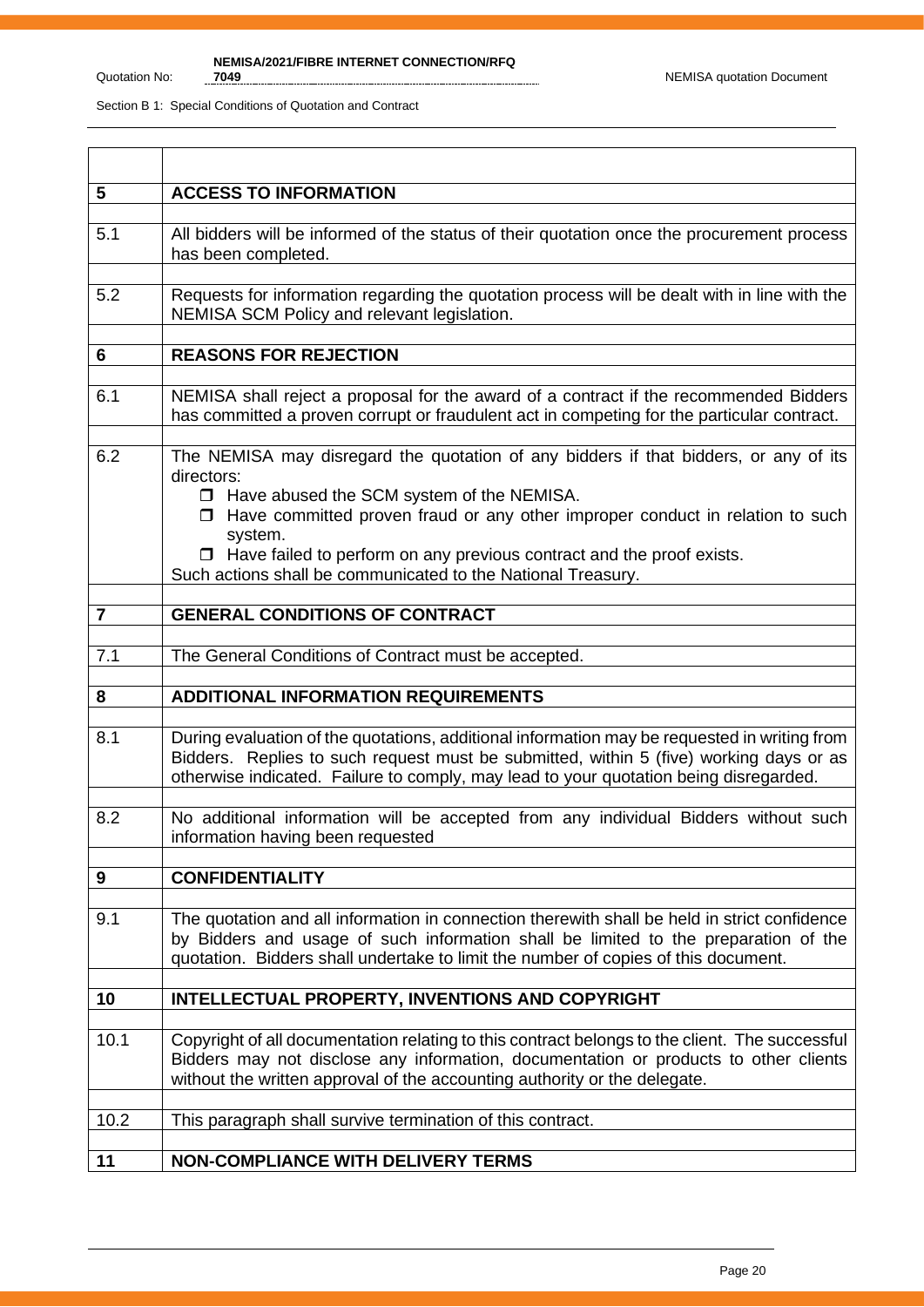| | |
|---|---|
| **5** | **ACCESS TO INFORMATION** |
| 5.1 | All bidders will be informed of the status of their quotation once the procurement process has been completed. |
| 5.2 | Requests for information regarding the quotation process will be dealt with in line with the NEMISA SCM Policy and relevant legislation. |
| **6** | **REASONS FOR REJECTION** |
| 6.1 | NEMISA shall reject a proposal for the award of a contract if the recommended Bidders has committed a proven corrupt or fraudulent act in competing for the particular contract. |
| 6.2 | The NEMISA may disregard the quotation of any bidders if that bidders, or any of its directors:<br>❐ Have abused the SCM system of the NEMISA.<br>❐ Have committed proven fraud or any other improper conduct in relation to such system.<br>❐ Have failed to perform on any previous contract and the proof exists.<br>Such actions shall be communicated to the National Treasury. |
| **7** | **GENERAL CONDITIONS OF CONTRACT** |
| 7.1 | The General Conditions of Contract must be accepted. |
| **8** | **ADDITIONAL INFORMATION REQUIREMENTS** |
| 8.1 | During evaluation of the quotations, additional information may be requested in writing from Bidders. Replies to such request must be submitted, within 5 (five) working days or as otherwise indicated. Failure to comply, may lead to your quotation being disregarded. |
| 8.2 | No additional information will be accepted from any individual Bidders without such information having been requested |
| **9** | **CONFIDENTIALITY** |
| 9.1 | The quotation and all information in connection therewith shall be held in strict confidence by Bidders and usage of such information shall be limited to the preparation of the quotation. Bidders shall undertake to limit the number of copies of this document. |
| **10** | **INTELLECTUAL PROPERTY, INVENTIONS AND COPYRIGHT** |
| 10.1 | Copyright of all documentation relating to this contract belongs to the client. The successful Bidders may not disclose any information, documentation or products to other clients without the written approval of the accounting authority or the delegate. |
| 10.2 | This paragraph shall survive termination of this contract. |
| **11** | **NON-COMPLIANCE WITH DELIVERY TERMS** |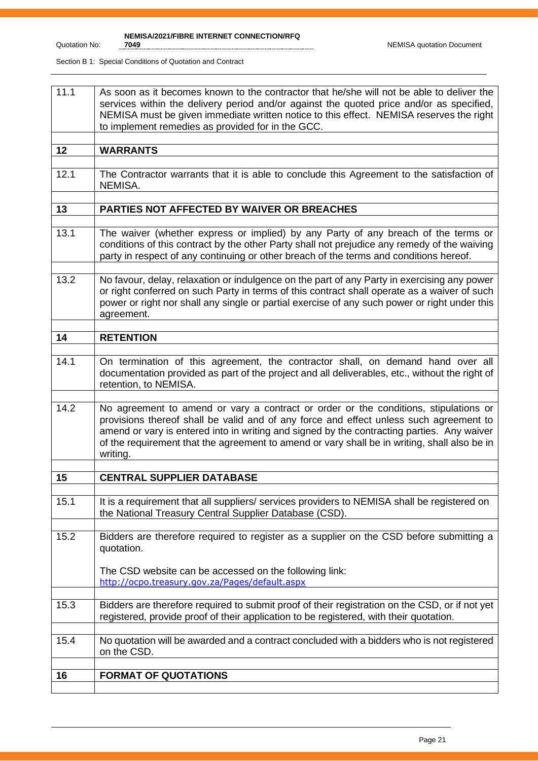| | |
|---|---|
| 11.1 | As soon as it becomes known to the contractor that he/she will not be able to deliver the services within the delivery period and/or against the quoted price and/or as specified, NEMISA must be given immediate written notice to this effect. NEMISA reserves the right to implement remedies as provided for in the GCC. |
| | |
| **12** | **WARRANTS** |
| | |
| 12.1 | The Contractor warrants that it is able to conclude this Agreement to the satisfaction of NEMISA. |
| | |
| **13** | **PARTIES NOT AFFECTED BY WAIVER OR BREACHES** |
| | |
| 13.1 | The waiver (whether express or implied) by any Party of any breach of the terms or conditions of this contract by the other Party shall not prejudice any remedy of the waiving party in respect of any continuing or other breach of the terms and conditions hereof. |
| | |
| 13.2 | No favour, delay, relaxation or indulgence on the part of any Party in exercising any power or right conferred on such Party in terms of this contract shall operate as a waiver of such power or right nor shall any single or partial exercise of any such power or right under this agreement. |
| | |
| **14** | **RETENTION** |
| | |
| 14.1 | On termination of this agreement, the contractor shall, on demand hand over all documentation provided as part of the project and all deliverables, etc., without the right of retention, to NEMISA. |
| | |
| 14.2 | No agreement to amend or vary a contract or order or the conditions, stipulations or provisions thereof shall be valid and of any force and effect unless such agreement to amend or vary is entered into in writing and signed by the contracting parties. Any waiver of the requirement that the agreement to amend or vary shall be in writing, shall also be in writing. |
| | |
| **15** | **CENTRAL SUPPLIER DATABASE** |
| | |
| 15.1 | It is a requirement that all suppliers/ services providers to NEMISA shall be registered on the National Treasury Central Supplier Database (CSD). |
| | |
| 15.2 | Bidders are therefore required to register as a supplier on the CSD before submitting a quotation.<br><br>The CSD website can be accessed on the following link:<br>http://ocpo.treasury.gov.za/Pages/default.aspx |
| | |
| 15.3 | Bidders are therefore required to submit proof of their registration on the CSD, or if not yet registered, provide proof of their application to be registered, with their quotation. |
| | |
| 15.4 | No quotation will be awarded and a contract concluded with a bidders who is not registered on the CSD. |
| | |
| **16** | **FORMAT OF QUOTATIONS** |
| | |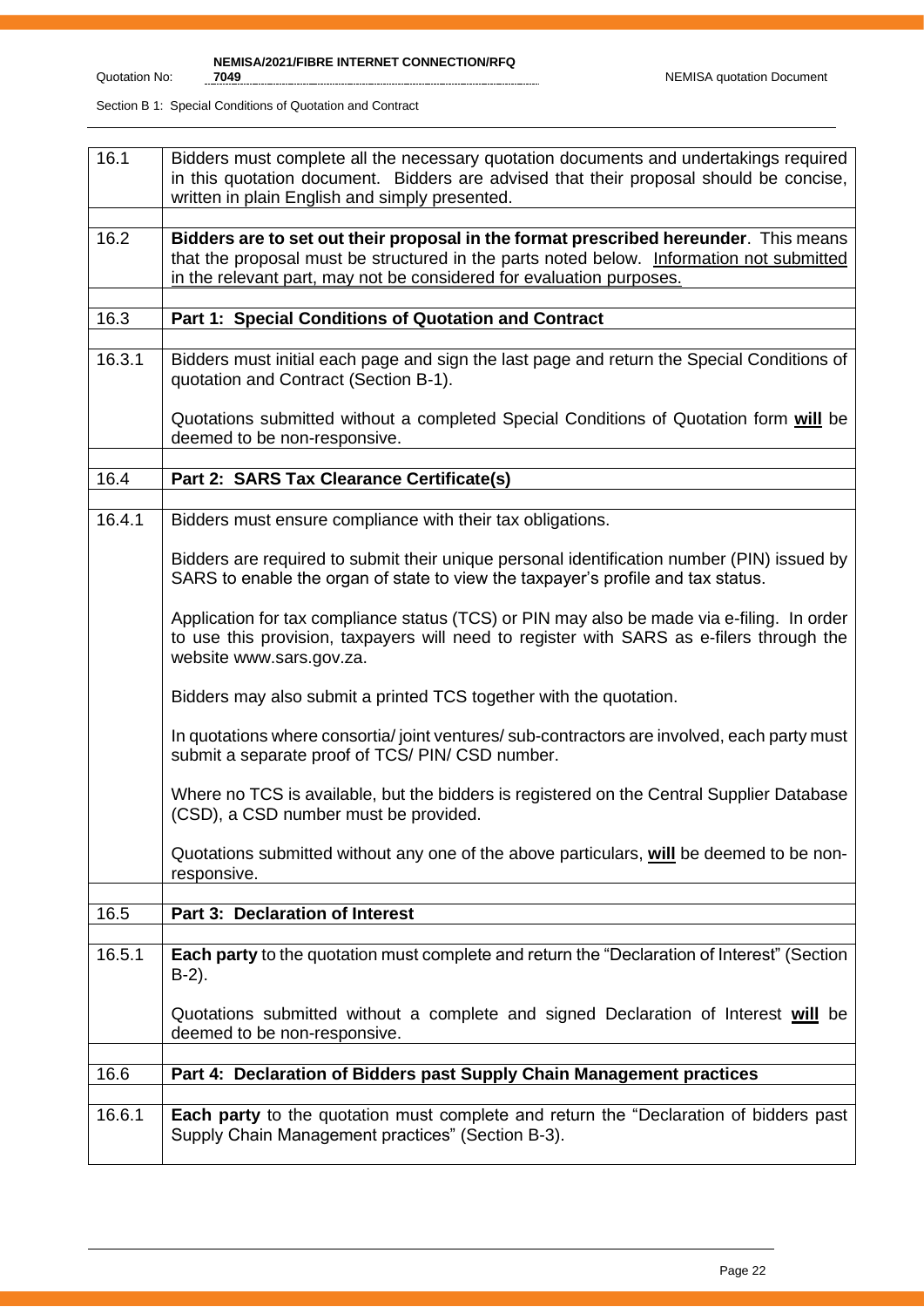| | |
|---|---|
| 16.1 | Bidders must complete all the necessary quotation documents and undertakings required in this quotation document. Bidders are advised that their proposal should be concise, written in plain English and simply presented. |
| | |
| 16.2 | **Bidders are to set out their proposal in the format prescribed hereunder**. This means that the proposal must be structured in the parts noted below. <u>Information not submitted in the relevant part, may not be considered for evaluation purposes.</u> |
| | |
| 16.3 | **Part 1: Special Conditions of Quotation and Contract** |
| | |
| 16.3.1 | Bidders must initial each page and sign the last page and return the Special Conditions of quotation and Contract (Section B-1).<br><br>Quotations submitted without a completed Special Conditions of Quotation form **<u>will</u>** be deemed to be non-responsive. |
| | |
| 16.4 | **Part 2: SARS Tax Clearance Certificate(s)** |
| | |
| 16.4.1 | Bidders must ensure compliance with their tax obligations.<br><br>Bidders are required to submit their unique personal identification number (PIN) issued by SARS to enable the organ of state to view the taxpayer's profile and tax status.<br><br>Application for tax compliance status (TCS) or PIN may also be made via e-filing. In order to use this provision, taxpayers will need to register with SARS as e-filers through the website www.sars.gov.za.<br><br>Bidders may also submit a printed TCS together with the quotation.<br><br>In quotations where consortia/ joint ventures/ sub-contractors are involved, each party must submit a separate proof of TCS/ PIN/ CSD number.<br><br>Where no TCS is available, but the bidders is registered on the Central Supplier Database (CSD), a CSD number must be provided.<br><br>Quotations submitted without any one of the above particulars, **<u>will</u>** be deemed to be non-responsive. |
| | |
| 16.5 | **Part 3: Declaration of Interest** |
| | |
| 16.5.1 | **Each party** to the quotation must complete and return the "Declaration of Interest" (Section B-2).<br><br>Quotations submitted without a complete and signed Declaration of Interest **<u>will</u>** be deemed to be non-responsive. |
| | |
| 16.6 | **Part 4: Declaration of Bidders past Supply Chain Management practices** |
| | |
| 16.6.1 | **Each party** to the quotation must complete and return the "Declaration of bidders past Supply Chain Management practices" (Section B-3). |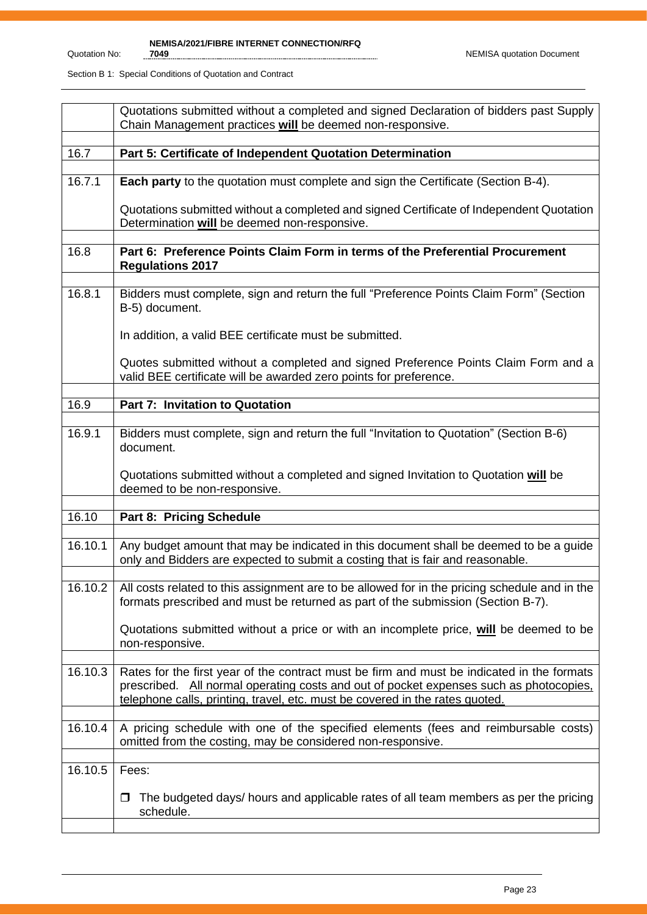| | |
|---|---|
| | Quotations submitted without a completed and signed Declaration of bidders past Supply Chain Management practices **will** be deemed non-responsive. |
| | |
| 16.7 | **Part 5: Certificate of Independent Quotation Determination** |
| | |
| 16.7.1 | **Each party** to the quotation must complete and sign the Certificate (Section B-4).<br><br>Quotations submitted without a completed and signed Certificate of Independent Quotation Determination **will** be deemed non-responsive. |
| | |
| 16.8 | **Part 6: Preference Points Claim Form in terms of the Preferential Procurement Regulations 2017** |
| | |
| 16.8.1 | Bidders must complete, sign and return the full "Preference Points Claim Form" (Section B-5) document.<br><br>In addition, a valid BEE certificate must be submitted.<br><br>Quotes submitted without a completed and signed Preference Points Claim Form and a valid BEE certificate will be awarded zero points for preference. |
| | |
| 16.9 | **Part 7: Invitation to Quotation** |
| | |
| 16.9.1 | Bidders must complete, sign and return the full "Invitation to Quotation" (Section B-6) document.<br><br>Quotations submitted without a completed and signed Invitation to Quotation **will** be deemed to be non-responsive. |
| | |
| 16.10 | **Part 8: Pricing Schedule** |
| | |
| 16.10.1 | Any budget amount that may be indicated in this document shall be deemed to be a guide only and Bidders are expected to submit a costing that is fair and reasonable. |
| | |
| 16.10.2 | All costs related to this assignment are to be allowed for in the pricing schedule and in the formats prescribed and must be returned as part of the submission (Section B-7).<br><br>Quotations submitted without a price or with an incomplete price, **will** be deemed to be non-responsive. |
| | |
| 16.10.3 | Rates for the first year of the contract must be firm and must be indicated in the formats prescribed. All normal operating costs and out of pocket expenses such as photocopies, telephone calls, printing, travel, etc. must be covered in the rates quoted. |
| | |
| 16.10.4 | A pricing schedule with one of the specified elements (fees and reimbursable costs) omitted from the costing, may be considered non-responsive. |
| | |
| 16.10.5 | Fees:<br><br>❒ The budgeted days/ hours and applicable rates of all team members as per the pricing schedule. |
| | |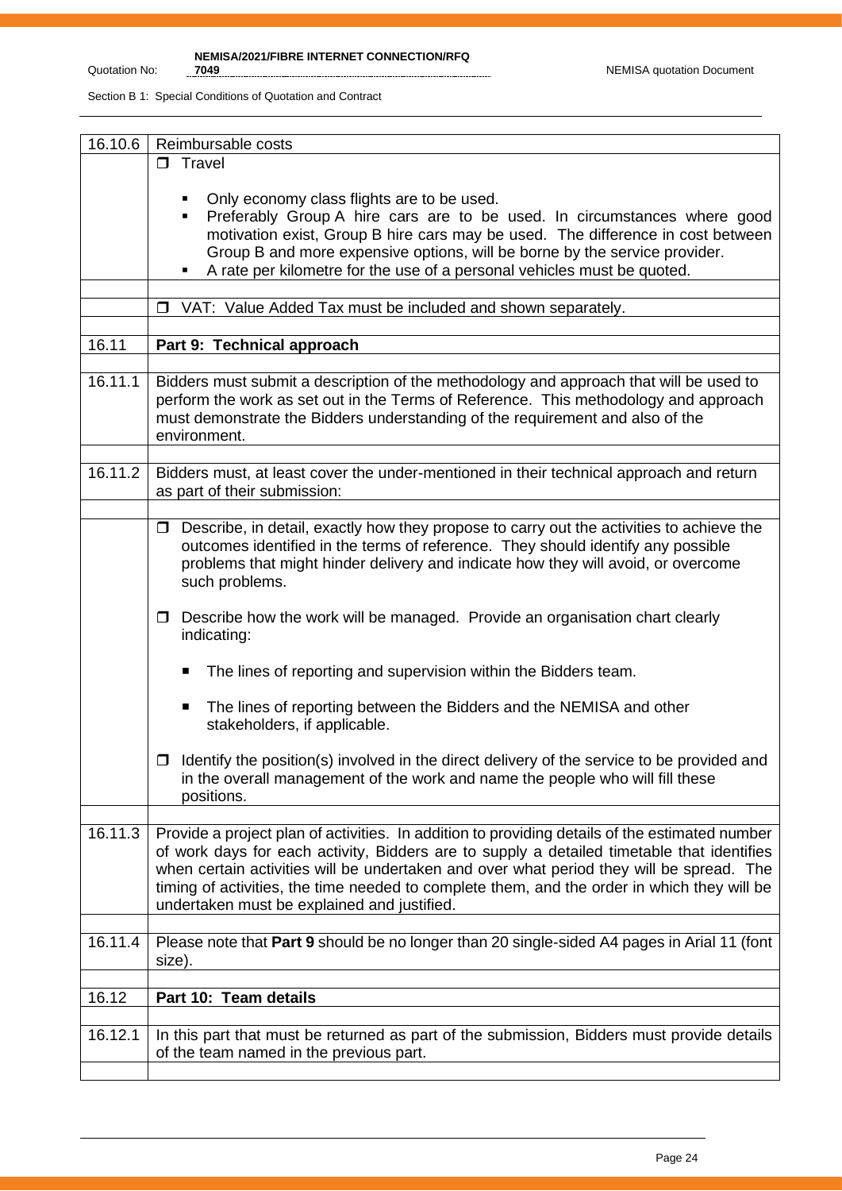| | |
|---|---|
| 16.10.6 | Reimbursable costs |
| | ❒ Travel<br><br>▪ Only economy class flights are to be used.<br>▪ Preferably Group A hire cars are to be used. In circumstances where good motivation exist, Group B hire cars may be used. The difference in cost between Group B and more expensive options, will be borne by the service provider.<br>▪ A rate per kilometre for the use of a personal vehicles must be quoted. |
| | |
| | ❒ VAT: Value Added Tax must be included and shown separately. |
| | |
| 16.11 | **Part 9: Technical approach** |
| | |
| 16.11.1 | Bidders must submit a description of the methodology and approach that will be used to perform the work as set out in the Terms of Reference. This methodology and approach must demonstrate the Bidders understanding of the requirement and also of the environment. |
| | |
| 16.11.2 | Bidders must, at least cover the under-mentioned in their technical approach and return as part of their submission: |
| | |
| | ❒ Describe, in detail, exactly how they propose to carry out the activities to achieve the outcomes identified in the terms of reference. They should identify any possible problems that might hinder delivery and indicate how they will avoid, or overcome such problems.<br><br>❒ Describe how the work will be managed. Provide an organisation chart clearly indicating:<br><br>▪ The lines of reporting and supervision within the Bidders team.<br><br>▪ The lines of reporting between the Bidders and the NEMISA and other stakeholders, if applicable.<br><br>❒ Identify the position(s) involved in the direct delivery of the service to be provided and in the overall management of the work and name the people who will fill these positions. |
| | |
| 16.11.3 | Provide a project plan of activities. In addition to providing details of the estimated number of work days for each activity, Bidders are to supply a detailed timetable that identifies when certain activities will be undertaken and over what period they will be spread. The timing of activities, the time needed to complete them, and the order in which they will be undertaken must be explained and justified. |
| | |
| 16.11.4 | Please note that **Part 9** should be no longer than 20 single-sided A4 pages in Arial 11 (font size). |
| | |
| 16.12 | **Part 10: Team details** |
| | |
| 16.12.1 | In this part that must be returned as part of the submission, Bidders must provide details of the team named in the previous part. |
| | |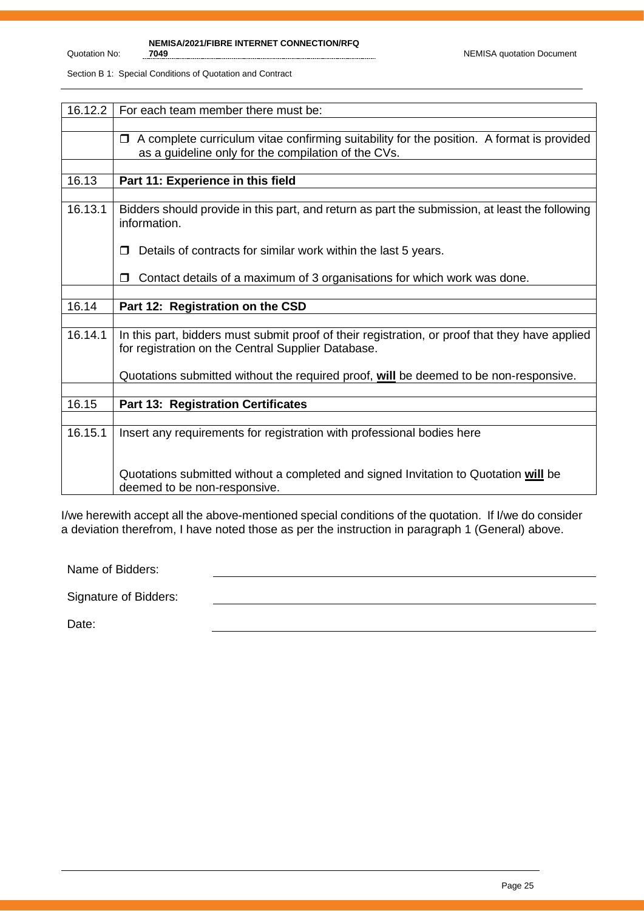| | |
|---|---|
| 16.12.2 | For each team member there must be: |
| | |
| | ❒ A complete curriculum vitae confirming suitability for the position. A format is provided as a guideline only for the compilation of the CVs. |
| | |
| 16.13 | **Part 11: Experience in this field** |
| | |
| 16.13.1 | Bidders should provide in this part, and return as part the submission, at least the following information.<br><br>❒ Details of contracts for similar work within the last 5 years.<br><br>❒ Contact details of a maximum of 3 organisations for which work was done. |
| | |
| 16.14 | **Part 12: Registration on the CSD** |
| | |
| 16.14.1 | In this part, bidders must submit proof of their registration, or proof that they have applied for registration on the Central Supplier Database.<br><br>Quotations submitted without the required proof, **will** be deemed to be non-responsive. |
| | |
| 16.15 | **Part 13: Registration Certificates** |
| | |
| 16.15.1 | Insert any requirements for registration with professional bodies here<br><br>Quotations submitted without a completed and signed Invitation to Quotation **will** be deemed to be non-responsive. |

I/we herewith accept all the above-mentioned special conditions of the quotation. If I/we do consider a deviation therefrom, I have noted those as per the instruction in paragraph 1 (General) above.

Name of Bidders: \_\_\_\_\_\_\_\_\_\_\_\_\_\_\_\_\_\_\_\_\_\_\_\_\_\_\_\_\_\_

Signature of Bidders: \_\_\_\_\_\_\_\_\_\_\_\_\_\_\_\_\_\_\_\_\_\_\_\_\_\_\_\_\_\_

Date: \_\_\_\_\_\_\_\_\_\_\_\_\_\_\_\_\_\_\_\_\_\_\_\_\_\_\_\_\_\_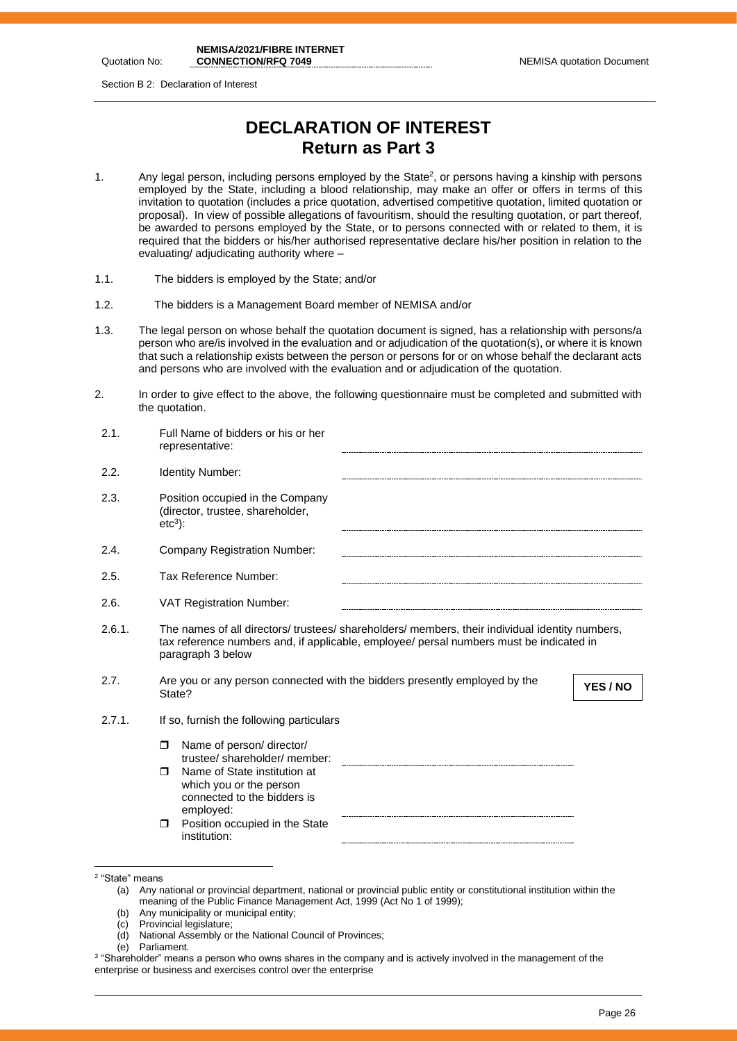Section B 2: Declaration of Interest

# DECLARATION OF INTEREST
## Return as Part 3

1. Any legal person, including persons employed by the State[2], or persons having a kinship with persons employed by the State, including a blood relationship, may make an offer or offers in terms of this invitation to quotation (includes a price quotation, advertised competitive quotation, limited quotation or proposal). In view of possible allegations of favouritism, should the resulting quotation, or part thereof, be awarded to persons employed by the State, or to persons connected with or related to them, it is required that the bidders or his/her authorised representative declare his/her position in relation to the evaluating/ adjudicating authority where –

1.1. The bidders is employed by the State; and/or

1.2. The bidders is a Management Board member of NEMISA and/or

1.3. The legal person on whose behalf the quotation document is signed, has a relationship with persons/a person who are/is involved in the evaluation and or adjudication of the quotation(s), or where it is known that such a relationship exists between the person or persons for or on whose behalf the declarant acts and persons who are involved with the evaluation and or adjudication of the quotation.

2. In order to give effect to the above, the following questionnaire must be completed and submitted with the quotation.

2.1. Full Name of bidders or his or her representative: ....................................

2.2. Identity Number: ....................................

2.3. Position occupied in the Company (director, trustee, shareholder, etc[3]): ....................................

2.4. Company Registration Number: ....................................

2.5. Tax Reference Number: ....................................

2.6. VAT Registration Number: ....................................

2.6.1. The names of all directors/ trustees/ shareholders/ members, their individual identity numbers, tax reference numbers and, if applicable, employee/ persal numbers must be indicated in paragraph 3 below

2.7. Are you or any person connected with the bidders presently employed by the State? **YES / NO**

2.7.1. If so, furnish the following particulars

- ☐ Name of person/ director/ trustee/ shareholder/ member: ....................................
- ☐ Name of State institution at which you or the person connected to the bidders is employed: ....................................
- ☐ Position occupied in the State institution: ....................................

[2] "State" means
(a) Any national or provincial department, national or provincial public entity or constitutional institution within the meaning of the Public Finance Management Act, 1999 (Act No 1 of 1999);
(b) Any municipality or municipal entity;
(c) Provincial legislature;
(d) National Assembly or the National Council of Provinces;
(e) Parliament.

[3] "Shareholder" means a person who owns shares in the company and is actively involved in the management of the enterprise or business and exercises control over the enterprise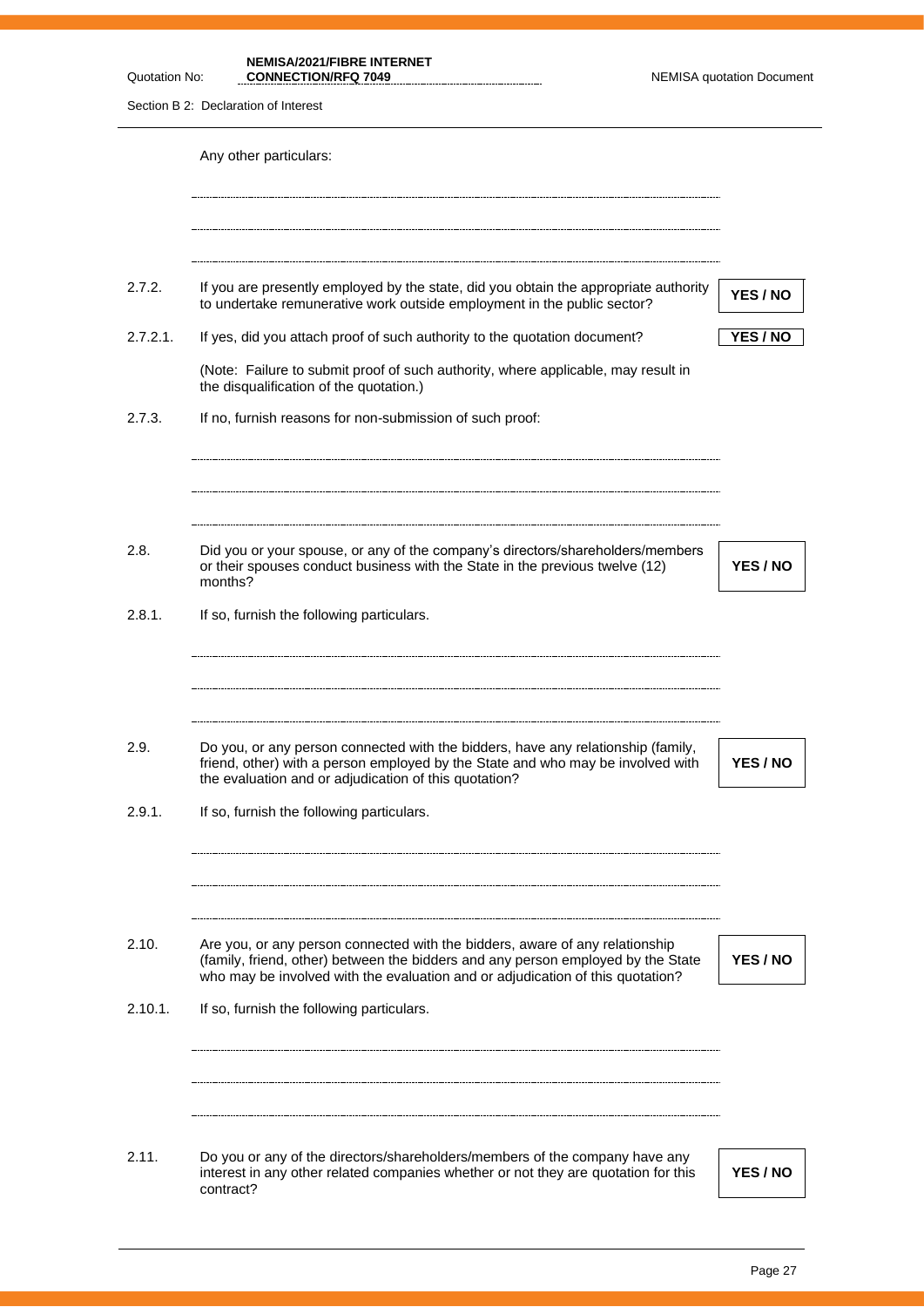Any other particulars:

........................................................................................................................................

........................................................................................................................................

........................................................................................................................................

2.7.2. If you are presently employed by the state, did you obtain the appropriate authority to undertake remunerative work outside employment in the public sector? **YES / NO**

2.7.2.1. If yes, did you attach proof of such authority to the quotation document? **YES / NO**

(Note: Failure to submit proof of such authority, where applicable, may result in the disqualification of the quotation.)

2.7.3. If no, furnish reasons for non-submission of such proof:

........................................................................................................................................

........................................................................................................................................

........................................................................................................................................

2.8. Did you or your spouse, or any of the company's directors/shareholders/members or their spouses conduct business with the State in the previous twelve (12) months? **YES / NO**

2.8.1. If so, furnish the following particulars.

........................................................................................................................................

........................................................................................................................................

........................................................................................................................................

2.9. Do you, or any person connected with the bidders, have any relationship (family, friend, other) with a person employed by the State and who may be involved with the evaluation and or adjudication of this quotation? **YES / NO**

2.9.1. If so, furnish the following particulars.

........................................................................................................................................

........................................................................................................................................

........................................................................................................................................

2.10. Are you, or any person connected with the bidders, aware of any relationship (family, friend, other) between the bidders and any person employed by the State who may be involved with the evaluation and or adjudication of this quotation? **YES / NO**

2.10.1. If so, furnish the following particulars.

........................................................................................................................................

........................................................................................................................................

........................................................................................................................................

2.11. Do you or any of the directors/shareholders/members of the company have any interest in any other related companies whether or not they are quotation for this contract? **YES / NO**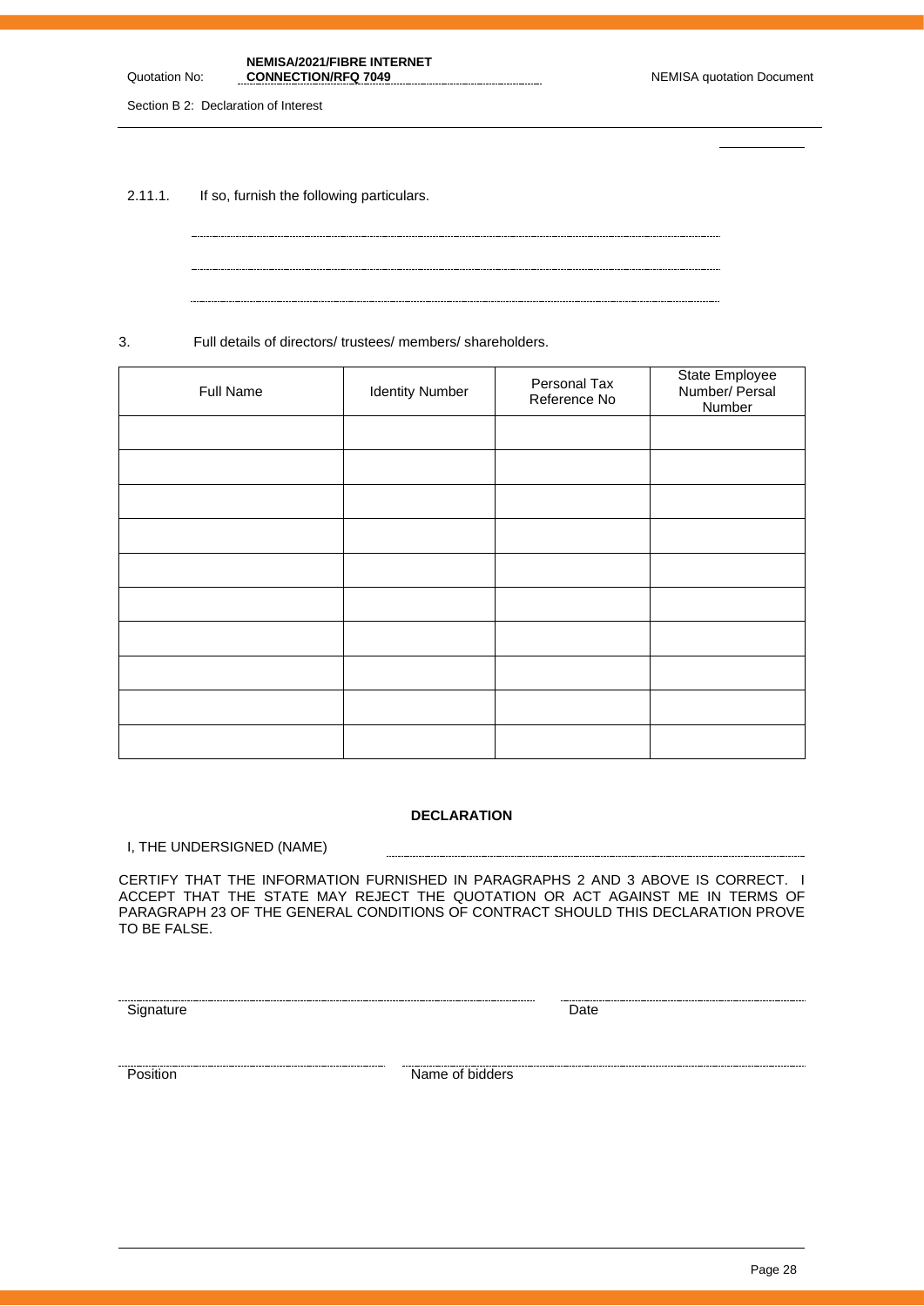2.11.1. If so, furnish the following particulars.

……………………………………………………………………………………………

……………………………………………………………………………………………

……………………………………………………………………………………………

3. Full details of directors/ trustees/ members/ shareholders.

| Full Name | Identity Number | Personal Tax Reference No | State Employee Number/ Persal Number |
|---|---|---|---|
| | | | |
| | | | |
| | | | |
| | | | |
| | | | |
| | | | |
| | | | |
| | | | |
| | | | |
| | | | |

**DECLARATION**

I, THE UNDERSIGNED (NAME) ……………………………………………………………………

CERTIFY THAT THE INFORMATION FURNISHED IN PARAGRAPHS 2 AND 3 ABOVE IS CORRECT. I ACCEPT THAT THE STATE MAY REJECT THE QUOTATION OR ACT AGAINST ME IN TERMS OF PARAGRAPH 23 OF THE GENERAL CONDITIONS OF CONTRACT SHOULD THIS DECLARATION PROVE TO BE FALSE.

……………………………………………………… ………………………………………
Signature Date

……………………………………… ………………………………………………………
Position Name of bidders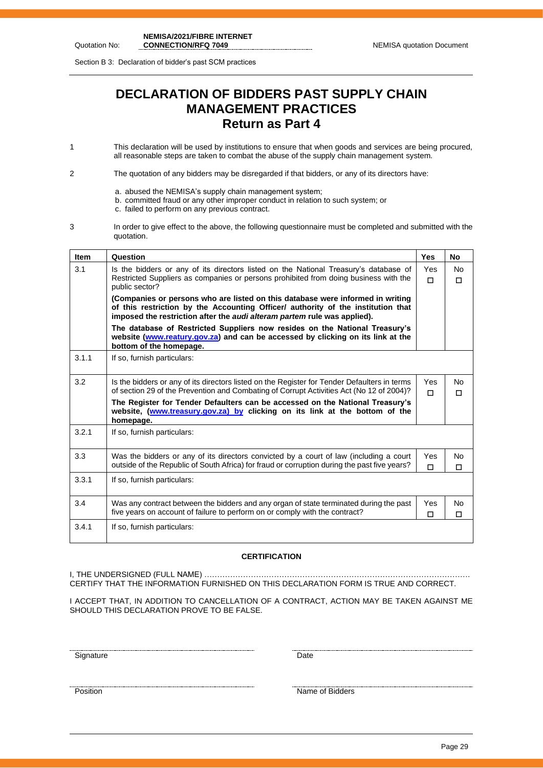Quotation No: **NEMISA/2021/FIBRE INTERNET CONNECTION/RFQ 7049**

NEMISA quotation Document

Section B 3: Declaration of bidder's past SCM practices

# DECLARATION OF BIDDERS PAST SUPPLY CHAIN MANAGEMENT PRACTICES
## Return as Part 4

1 This declaration will be used by institutions to ensure that when goods and services are being procured, all reasonable steps are taken to combat the abuse of the supply chain management system.

2 The quotation of any bidders may be disregarded if that bidders, or any of its directors have:

a. abused the NEMISA's supply chain management system;
b. committed fraud or any other improper conduct in relation to such system; or
c. failed to perform on any previous contract.

3 In order to give effect to the above, the following questionnaire must be completed and submitted with the quotation.

| Item | Question | Yes | No |
|---|---|---|---|
| 3.1 | Is the bidders or any of its directors listed on the National Treasury's database of Restricted Suppliers as companies or persons prohibited from doing business with the public sector?<br>**(Companies or persons who are listed on this database were informed in writing of this restriction by the Accounting Officer/ authority of the institution that imposed the restriction after the *audi alteram partem* rule was applied).**<br>**The database of Restricted Suppliers now resides on the National Treasury's website (www.reatury.gov.za) and can be accessed by clicking on its link at the bottom of the homepage.** | Yes ☐ | No ☐ |
| 3.1.1 | If so, furnish particulars: | | |
| 3.2 | Is the bidders or any of its directors listed on the Register for Tender Defaulters in terms of section 29 of the Prevention and Combating of Corrupt Activities Act (No 12 of 2004)?<br>**The Register for Tender Defaulters can be accessed on the National Treasury's website, (www.treasury.gov.za) by clicking on its link at the bottom of the homepage.** | Yes ☐ | No ☐ |
| 3.2.1 | If so, furnish particulars: | | |
| 3.3 | Was the bidders or any of its directors convicted by a court of law (including a court outside of the Republic of South Africa) for fraud or corruption during the past five years? | Yes ☐ | No ☐ |
| 3.3.1 | If so, furnish particulars: | | |
| 3.4 | Was any contract between the bidders and any organ of state terminated during the past five years on account of failure to perform on or comply with the contract? | Yes ☐ | No ☐ |
| 3.4.1 | If so, furnish particulars: | | |

**CERTIFICATION**

I, THE UNDERSIGNED (FULL NAME) ………………………………………………………………………………………… CERTIFY THAT THE INFORMATION FURNISHED ON THIS DECLARATION FORM IS TRUE AND CORRECT.

I ACCEPT THAT, IN ADDITION TO CANCELLATION OF A CONTRACT, ACTION MAY BE TAKEN AGAINST ME SHOULD THIS DECLARATION PROVE TO BE FALSE.

Signature ............................................ Date ............................................

Position ............................................ Name of Bidders ............................................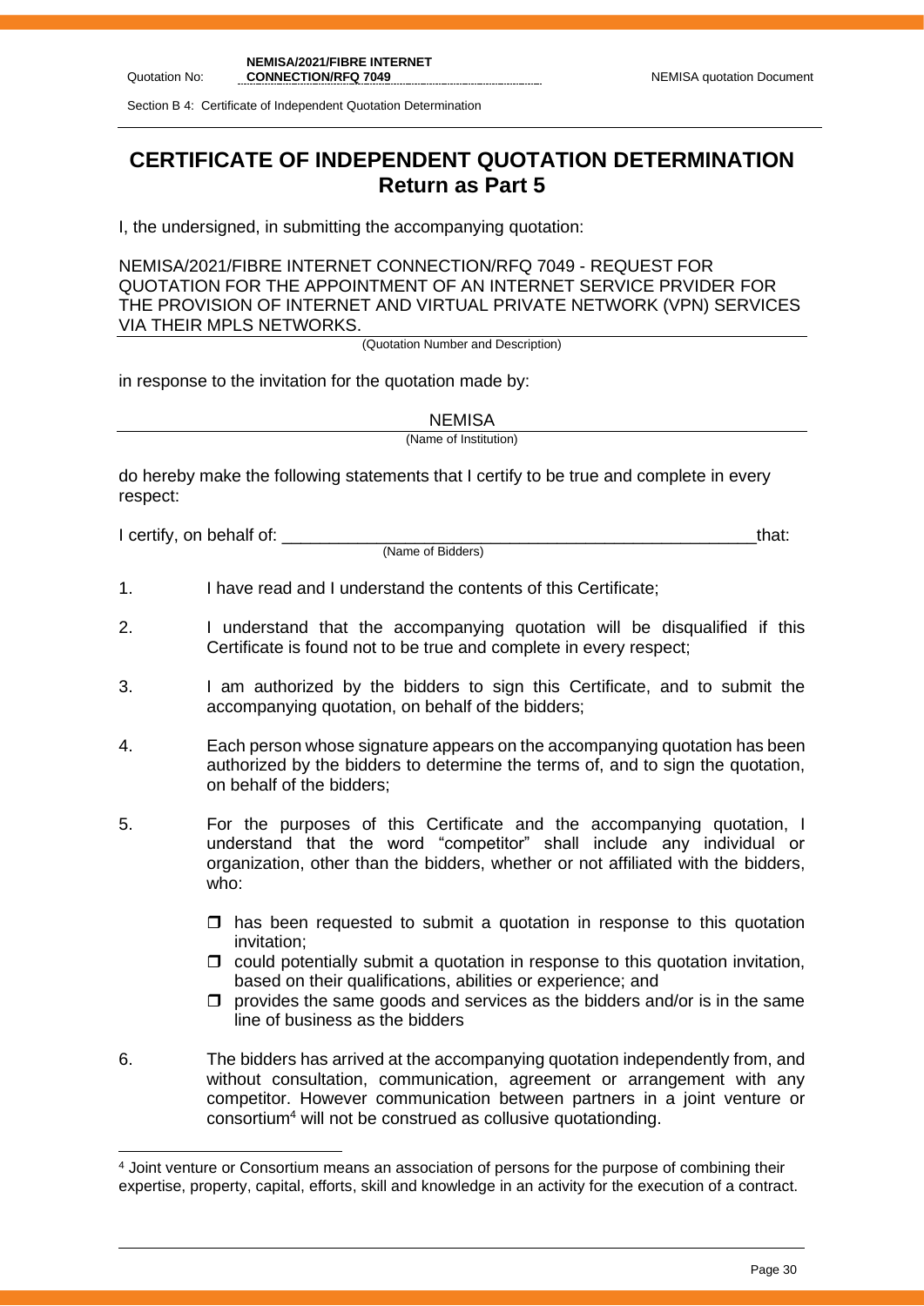# CERTIFICATE OF INDEPENDENT QUOTATION DETERMINATION

## Return as Part 5

I, the undersigned, in submitting the accompanying quotation:

NEMISA/2021/FIBRE INTERNET CONNECTION/RFQ 7049 - REQUEST FOR QUOTATION FOR THE APPOINTMENT OF AN INTERNET SERVICE PRVIDER FOR THE PROVISION OF INTERNET AND VIRTUAL PRIVATE NETWORK (VPN) SERVICES VIA THEIR MPLS NETWORKS.

(Quotation Number and Description)

in response to the invitation for the quotation made by:

NEMISA

(Name of Institution)

do hereby make the following statements that I certify to be true and complete in every respect:

I certify, on behalf of: ___________________________________________________that:

(Name of Bidders)

1. I have read and I understand the contents of this Certificate;
2. I understand that the accompanying quotation will be disqualified if this Certificate is found not to be true and complete in every respect;
3. I am authorized by the bidders to sign this Certificate, and to submit the accompanying quotation, on behalf of the bidders;
4. Each person whose signature appears on the accompanying quotation has been authorized by the bidders to determine the terms of, and to sign the quotation, on behalf of the bidders;
5. For the purposes of this Certificate and the accompanying quotation, I understand that the word "competitor" shall include any individual or organization, other than the bidders, whether or not affiliated with the bidders, who:
   - ☐ has been requested to submit a quotation in response to this quotation invitation;
   - ☐ could potentially submit a quotation in response to this quotation invitation, based on their qualifications, abilities or experience; and
   - ☐ provides the same goods and services as the bidders and/or is in the same line of business as the bidders
6. The bidders has arrived at the accompanying quotation independently from, and without consultation, communication, agreement or arrangement with any competitor. However communication between partners in a joint venture or consortium[4] will not be construed as collusive quotationding.

[4] Joint venture or Consortium means an association of persons for the purpose of combining their expertise, property, capital, efforts, skill and knowledge in an activity for the execution of a contract.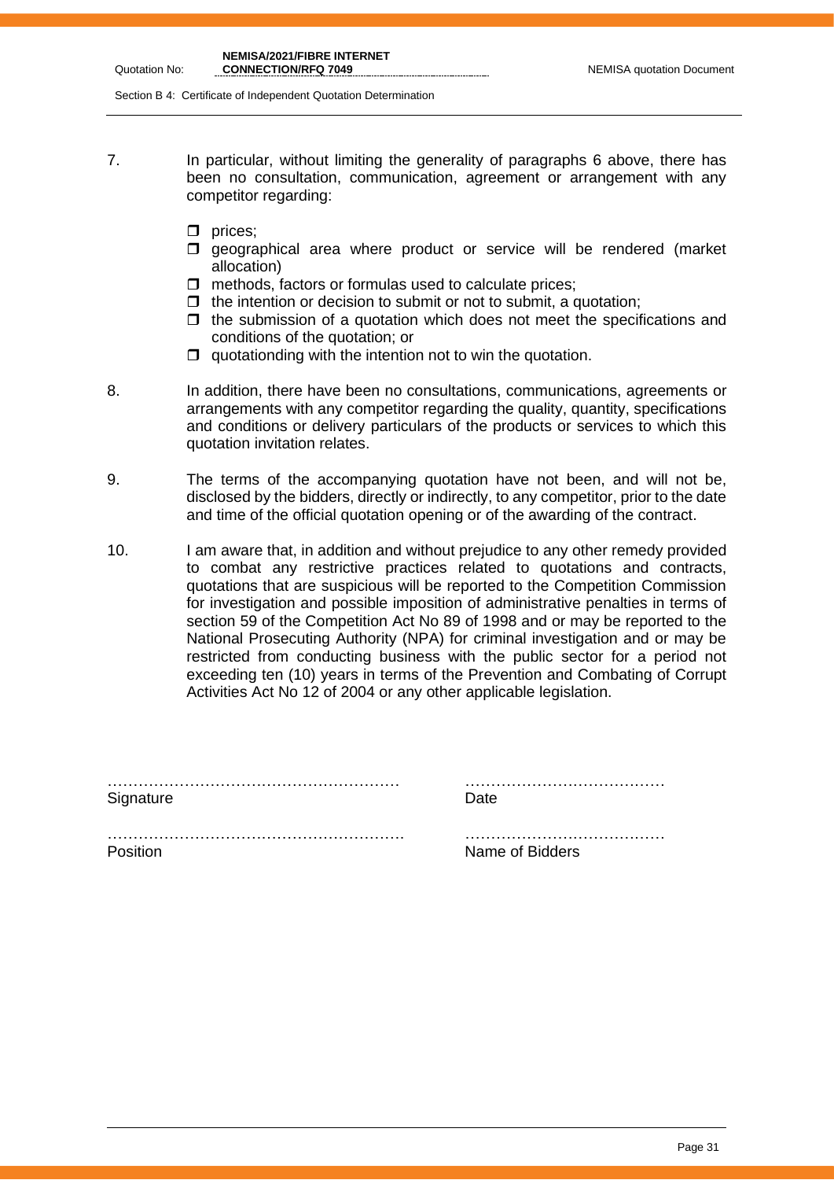7. In particular, without limiting the generality of paragraphs 6 above, there has been no consultation, communication, agreement or arrangement with any competitor regarding:

   - prices;
   - geographical area where product or service will be rendered (market allocation)
   - methods, factors or formulas used to calculate prices;
   - the intention or decision to submit or not to submit, a quotation;
   - the submission of a quotation which does not meet the specifications and conditions of the quotation; or
   - quotationding with the intention not to win the quotation.

8. In addition, there have been no consultations, communications, agreements or arrangements with any competitor regarding the quality, quantity, specifications and conditions or delivery particulars of the products or services to which this quotation invitation relates.

9. The terms of the accompanying quotation have not been, and will not be, disclosed by the bidders, directly or indirectly, to any competitor, prior to the date and time of the official quotation opening or of the awarding of the contract.

10. I am aware that, in addition and without prejudice to any other remedy provided to combat any restrictive practices related to quotations and contracts, quotations that are suspicious will be reported to the Competition Commission for investigation and possible imposition of administrative penalties in terms of section 59 of the Competition Act No 89 of 1998 and or may be reported to the National Prosecuting Authority (NPA) for criminal investigation and or may be restricted from conducting business with the public sector for a period not exceeding ten (10) years in terms of the Prevention and Combating of Corrupt Activities Act No 12 of 2004 or any other applicable legislation.

………………………………………………… ………………………………… 
Signature Date

………………………………………………… …………………………………
Position Name of Bidders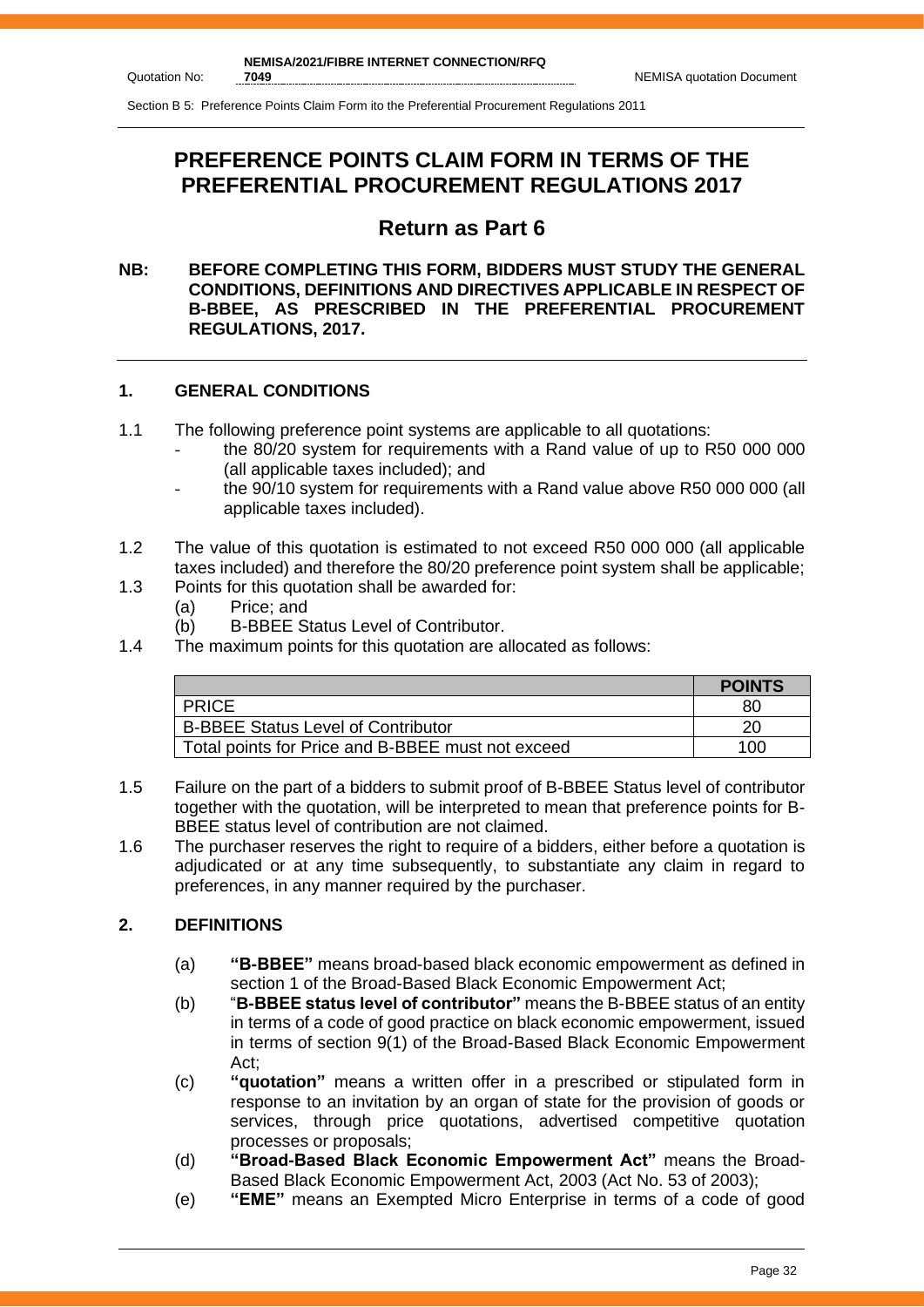# PREFERENCE POINTS CLAIM FORM IN TERMS OF THE PREFERENTIAL PROCUREMENT REGULATIONS 2017

## Return as Part 6

**NB: BEFORE COMPLETING THIS FORM, BIDDERS MUST STUDY THE GENERAL CONDITIONS, DEFINITIONS AND DIRECTIVES APPLICABLE IN RESPECT OF B-BBEE, AS PRESCRIBED IN THE PREFERENTIAL PROCUREMENT REGULATIONS, 2017.**

### 1. GENERAL CONDITIONS

1.1 The following preference point systems are applicable to all quotations:
- the 80/20 system for requirements with a Rand value of up to R50 000 000 (all applicable taxes included); and
- the 90/10 system for requirements with a Rand value above R50 000 000 (all applicable taxes included).

1.2 The value of this quotation is estimated to not exceed R50 000 000 (all applicable taxes included) and therefore the 80/20 preference point system shall be applicable;

1.3 Points for this quotation shall be awarded for:
- (a) Price; and
- (b) B-BBEE Status Level of Contributor.

1.4 The maximum points for this quotation are allocated as follows:

| | POINTS |
|---|---|
| PRICE | 80 |
| B-BBEE Status Level of Contributor | 20 |
| Total points for Price and B-BBEE must not exceed | 100 |

1.5 Failure on the part of a bidders to submit proof of B-BBEE Status level of contributor together with the quotation, will be interpreted to mean that preference points for B-BBEE status level of contribution are not claimed.

1.6 The purchaser reserves the right to require of a bidders, either before a quotation is adjudicated or at any time subsequently, to substantiate any claim in regard to preferences, in any manner required by the purchaser.

### 2. DEFINITIONS

(a) **"B-BBEE"** means broad-based black economic empowerment as defined in section 1 of the Broad-Based Black Economic Empowerment Act;

(b) "**B-BBEE status level of contributor"** means the B-BBEE status of an entity in terms of a code of good practice on black economic empowerment, issued in terms of section 9(1) of the Broad-Based Black Economic Empowerment Act;

(c) **"quotation"** means a written offer in a prescribed or stipulated form in response to an invitation by an organ of state for the provision of goods or services, through price quotations, advertised competitive quotation processes or proposals;

(d) **"Broad-Based Black Economic Empowerment Act"** means the Broad-Based Black Economic Empowerment Act, 2003 (Act No. 53 of 2003);

(e) **"EME"** means an Exempted Micro Enterprise in terms of a code of good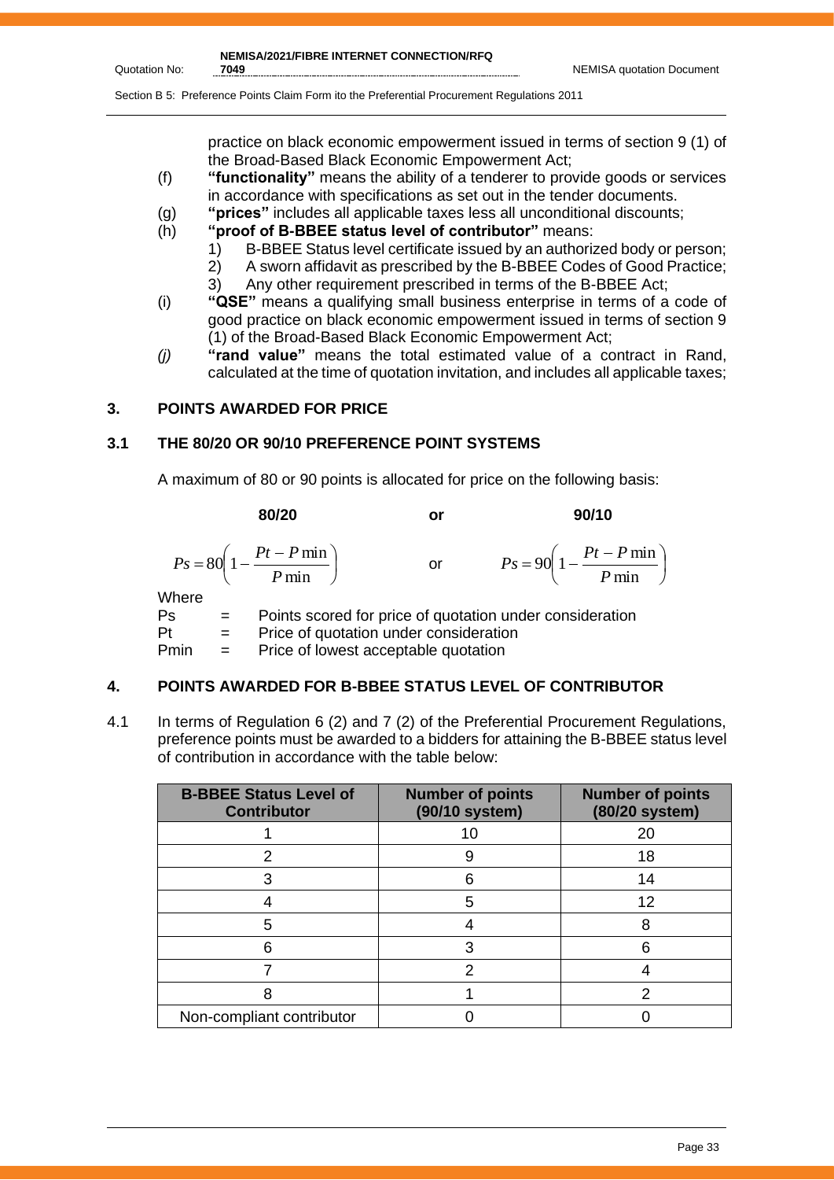practice on black economic empowerment issued in terms of section 9 (1) of the Broad-Based Black Economic Empowerment Act;

(f) **"functionality"** means the ability of a tenderer to provide goods or services in accordance with specifications as set out in the tender documents.

(g) **"prices"** includes all applicable taxes less all unconditional discounts;

(h) **"proof of B-BBEE status level of contributor"** means:

1) B-BBEE Status level certificate issued by an authorized body or person;
2) A sworn affidavit as prescribed by the B-BBEE Codes of Good Practice;
3) Any other requirement prescribed in terms of the B-BBEE Act;

(i) **"QSE"** means a qualifying small business enterprise in terms of a code of good practice on black economic empowerment issued in terms of section 9 (1) of the Broad-Based Black Economic Empowerment Act;

*(j)* **"rand value"** means the total estimated value of a contract in Rand, calculated at the time of quotation invitation, and includes all applicable taxes;

## 3. POINTS AWARDED FOR PRICE

### 3.1 THE 80/20 OR 90/10 PREFERENCE POINT SYSTEMS

A maximum of 80 or 90 points is allocated for price on the following basis:

**80/20** or **90/10**

$$Ps = 80\left(1 - \frac{Pt - P\min}{P\min}\right) \quad \text{or} \quad Ps = 90\left(1 - \frac{Pt - P\min}{P\min}\right)$$

Where

Ps = Points scored for price of quotation under consideration

Pt = Price of quotation under consideration

Pmin = Price of lowest acceptable quotation

## 4. POINTS AWARDED FOR B-BBEE STATUS LEVEL OF CONTRIBUTOR

4.1 In terms of Regulation 6 (2) and 7 (2) of the Preferential Procurement Regulations, preference points must be awarded to a bidders for attaining the B-BBEE status level of contribution in accordance with the table below:

| B-BBEE Status Level of Contributor | Number of points (90/10 system) | Number of points (80/20 system) |
|---|---|---|
| 1 | 10 | 20 |
| 2 | 9 | 18 |
| 3 | 6 | 14 |
| 4 | 5 | 12 |
| 5 | 4 | 8 |
| 6 | 3 | 6 |
| 7 | 2 | 4 |
| 8 | 1 | 2 |
| Non-compliant contributor | 0 | 0 |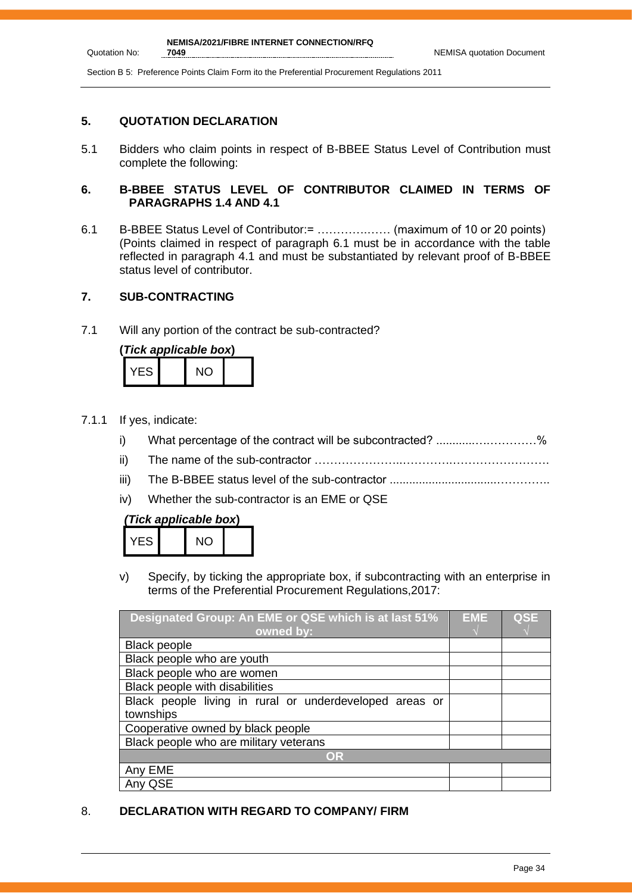## 5. QUOTATION DECLARATION

5.1 Bidders who claim points in respect of B-BBEE Status Level of Contribution must complete the following:

## 6. B-BBEE STATUS LEVEL OF CONTRIBUTOR CLAIMED IN TERMS OF PARAGRAPHS 1.4 AND 4.1

6.1 B-BBEE Status Level of Contributor:= ……………… (maximum of 10 or 20 points) (Points claimed in respect of paragraph 6.1 must be in accordance with the table reflected in paragraph 4.1 and must be substantiated by relevant proof of B-BBEE status level of contributor.

## 7. SUB-CONTRACTING

7.1 Will any portion of the contract be sub-contracted?

**(*Tick applicable box*)**

| | | | |
|---|---|---|---|
| YES | | NO | |

7.1.1 If yes, indicate:

i) What percentage of the contract will be subcontracted? ............…………%

ii) The name of the sub-contractor …………………..………………………………

iii) The B-BBEE status level of the sub-contractor ..............................………….

iv) Whether the sub-contractor is an EME or QSE

**(*Tick applicable box*)**

| | | | |
|---|---|---|---|
| YES | | NO | |

v) Specify, by ticking the appropriate box, if subcontracting with an enterprise in terms of the Preferential Procurement Regulations,2017:

| Designated Group: An EME or QSE which is at last 51% owned by: | EME √ | QSE √ |
|---|---|---|
| Black people | | |
| Black people who are youth | | |
| Black people who are women | | |
| Black people with disabilities | | |
| Black people living in rural or underdeveloped areas or townships | | |
| Cooperative owned by black people | | |
| Black people who are military veterans | | |
| **OR** | | |
| Any EME | | |
| Any QSE | | |

## 8. DECLARATION WITH REGARD TO COMPANY/ FIRM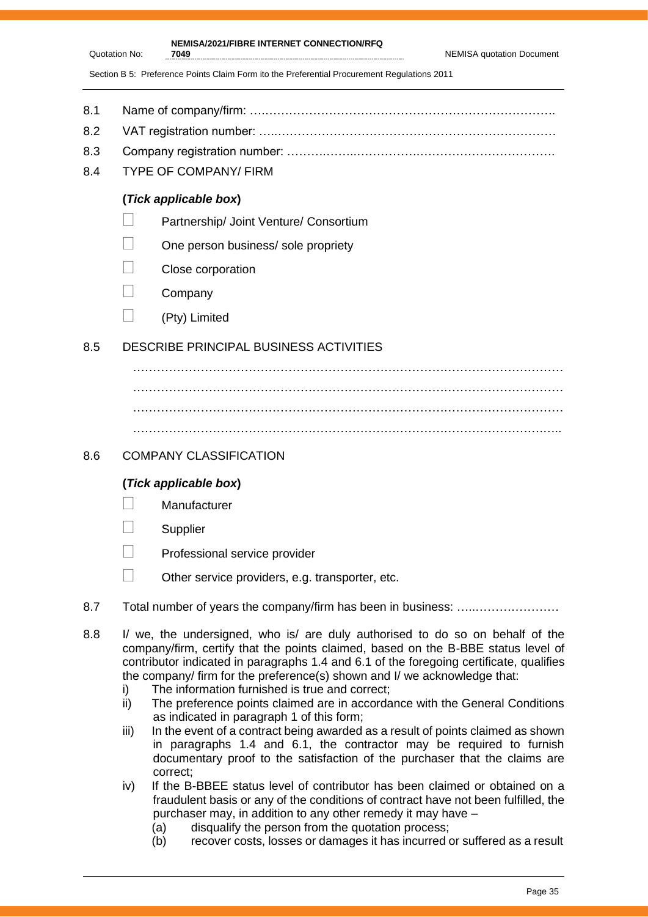8.1 Name of company/firm: ….……………………………………………………………….

8.2 VAT registration number: …..……………………………….……………………………

8.3 Company registration number: ……….……..…………….…………………………….

8.4 TYPE OF COMPANY/ FIRM

**(*Tick applicable box*)**

- ☐ Partnership/ Joint Venture/ Consortium
- ☐ One person business/ sole propriety
- ☐ Close corporation
- ☐ Company
- ☐ (Pty) Limited

8.5 DESCRIBE PRINCIPAL BUSINESS ACTIVITIES

……………………………………………………………………………………………

……………………………………………………………………………………………

……………………………………………………………………………………………

…………………………………………………………………………………………...

8.6 COMPANY CLASSIFICATION

**(*Tick applicable box*)**

- ☐ Manufacturer
- ☐ Supplier
- ☐ Professional service provider
- ☐ Other service providers, e.g. transporter, etc.

8.7 Total number of years the company/firm has been in business: …...…………………

8.8 I/ we, the undersigned, who is/ are duly authorised to do so on behalf of the company/firm, certify that the points claimed, based on the B-BBE status level of contributor indicated in paragraphs 1.4 and 6.1 of the foregoing certificate, qualifies the company/ firm for the preference(s) shown and I/ we acknowledge that:

i) The information furnished is true and correct;

ii) The preference points claimed are in accordance with the General Conditions as indicated in paragraph 1 of this form;

iii) In the event of a contract being awarded as a result of points claimed as shown in paragraphs 1.4 and 6.1, the contractor may be required to furnish documentary proof to the satisfaction of the purchaser that the claims are correct;

iv) If the B-BBEE status level of contributor has been claimed or obtained on a fraudulent basis or any of the conditions of contract have not been fulfilled, the purchaser may, in addition to any other remedy it may have –

(a) disqualify the person from the quotation process;

(b) recover costs, losses or damages it has incurred or suffered as a result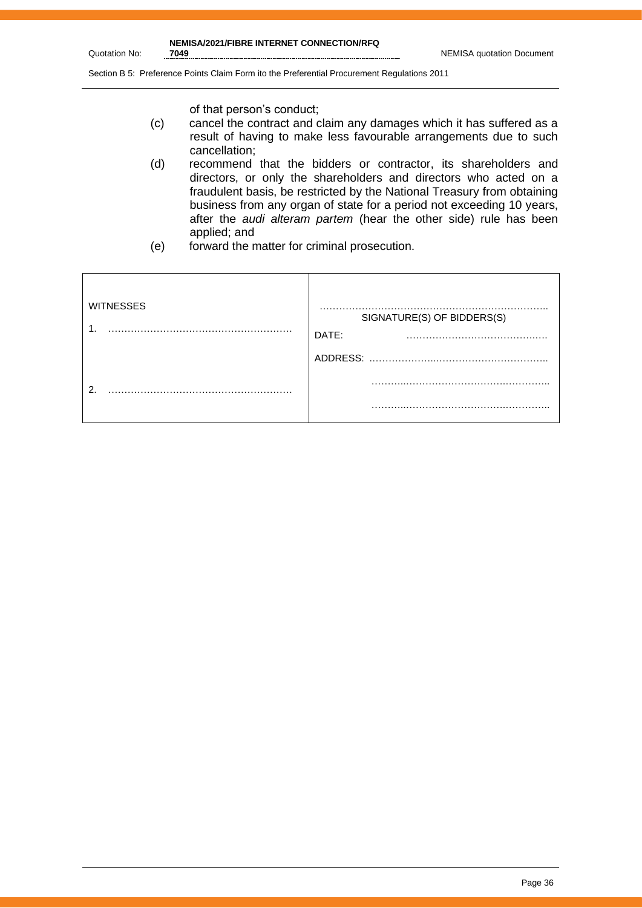of that person's conduct;

(c) cancel the contract and claim any damages which it has suffered as a result of having to make less favourable arrangements due to such cancellation;

(d) recommend that the bidders or contractor, its shareholders and directors, or only the shareholders and directors who acted on a fraudulent basis, be restricted by the National Treasury from obtaining business from any organ of state for a period not exceeding 10 years, after the *audi alteram partem* (hear the other side) rule has been applied; and

(e) forward the matter for criminal prosecution.

| | |
|---|---|
| WITNESSES<br><br>1. ……………………………………………… | ……………………………………………………………<br>SIGNATURE(S) OF BIDDERS(S)<br><br>DATE: …………………………………… |
| 2. ……………………………………………… | ADDRESS: ……………………………………………<br><br>……………………………………………<br><br>…………………………………………… |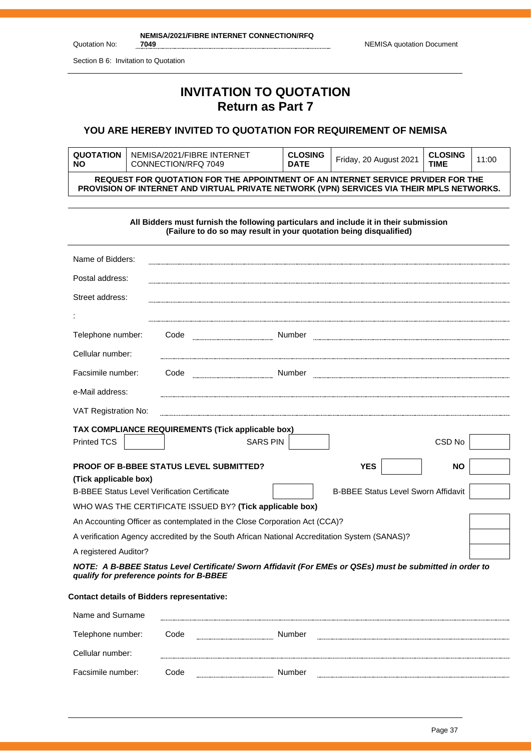# INVITATION TO QUOTATION

## Return as Part 7

### YOU ARE HEREBY INVITED TO QUOTATION FOR REQUIREMENT OF NEMISA

| **QUOTATION NO** | NEMISA/2021/FIBRE INTERNET CONNECTION/RFQ 7049 | **CLOSING DATE** | Friday, 20 August 2021 | **CLOSING TIME** | 11:00 |
|---|---|---|---|---|---|
| **REQUEST FOR QUOTATION FOR THE APPOINTMENT OF AN INTERNET SERVICE PRVIDER FOR THE PROVISION OF INTERNET AND VIRTUAL PRIVATE NETWORK (VPN) SERVICES VIA THEIR MPLS NETWORKS.** | | | | | |

**All Bidders must furnish the following particulars and include it in their submission**
**(Failure to do so may result in your quotation being disqualified)**

Name of Bidders: ..........................................

Postal address: ..........................................

Street address: ..........................................

: ..........................................

Telephone number: Code .................... Number ..........................................

Cellular number: ..........................................

Facsimile number: Code .................... Number ..........................................

e-Mail address: ..........................................

VAT Registration No: ..........................................

**TAX COMPLIANCE REQUIREMENTS (Tick applicable box)**

| | | | | | |
|---|---|---|---|---|---|
| Printed TCS | | SARS PIN | | CSD No | |

| | | | | |
|---|---|---|---|---|
| **PROOF OF B-BBEE STATUS LEVEL SUBMITTED?** | **YES** | | **NO** | |

**(Tick applicable box)**

| | | | |
|---|---|---|---|
| B-BBEE Status Level Verification Certificate | | B-BBEE Status Level Sworn Affidavit | |

WHO WAS THE CERTIFICATE ISSUED BY? **(Tick applicable box)**

| | |
|---|---|
| An Accounting Officer as contemplated in the Close Corporation Act (CCA)? | |
| A verification Agency accredited by the South African National Accreditation System (SANAS)? | |
| A registered Auditor? | |

***NOTE: A B-BBEE Status Level Certificate/ Sworn Affidavit (For EMEs or QSEs) must be submitted in order to qualify for preference points for B-BBEE***

**Contact details of Bidders representative:**

Name and Surname ..........................................

Telephone number: Code .................... Number ..........................................

Cellular number: ..........................................

Facsimile number: Code .................... Number ..........................................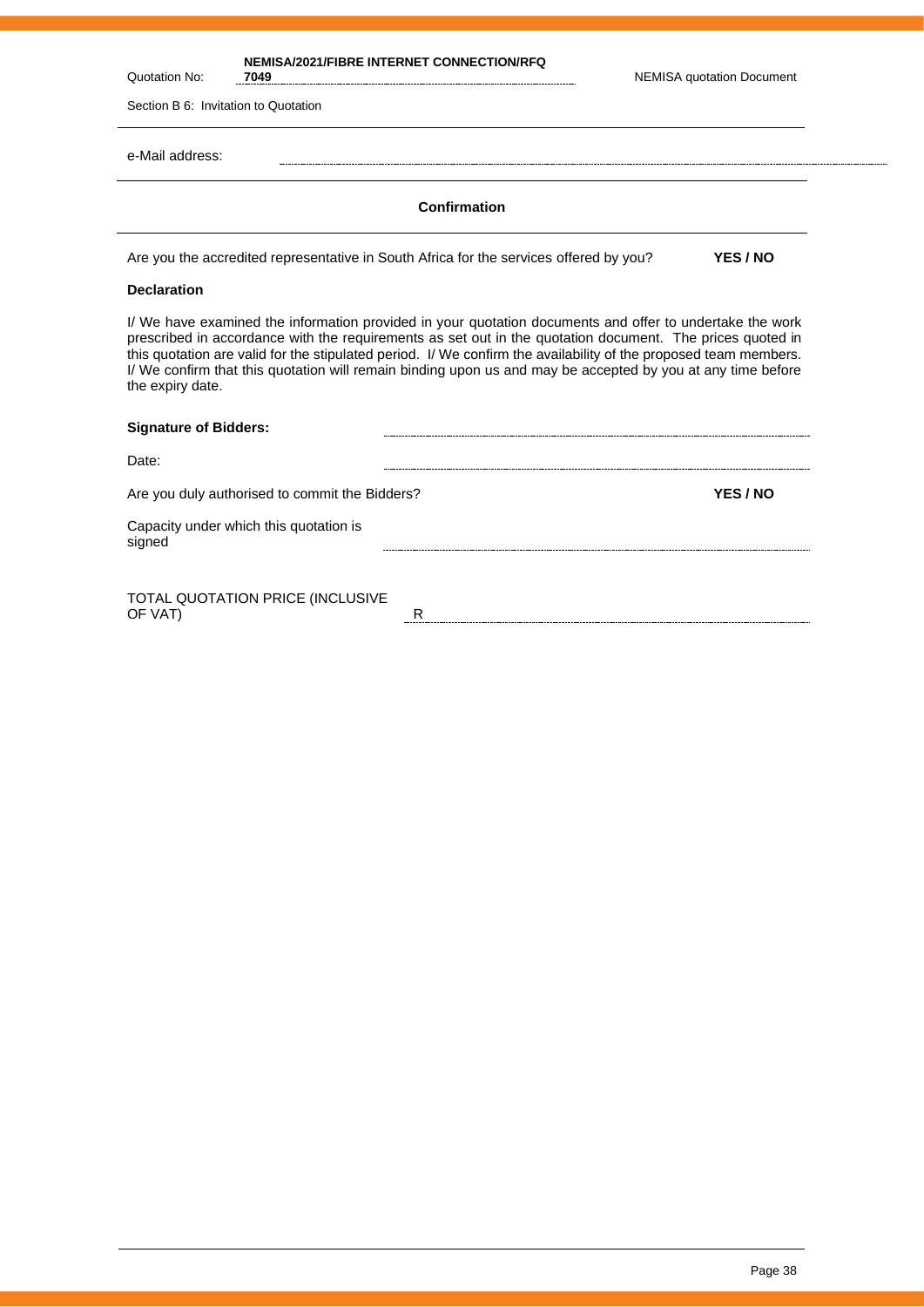Quotation No: **NEMISA/2021/FIBRE INTERNET CONNECTION/RFQ 7049**

Section B 6: Invitation to Quotation

e-Mail address: ..................................................

## Confirmation

Are you the accredited representative in South Africa for the services offered by you? **YES / NO**

**Declaration**

I/ We have examined the information provided in your quotation documents and offer to undertake the work prescribed in accordance with the requirements as set out in the quotation document. The prices quoted in this quotation are valid for the stipulated period. I/ We confirm the availability of the proposed team members. I/ We confirm that this quotation will remain binding upon us and may be accepted by you at any time before the expiry date.

**Signature of Bidders:** ..................................................

Date: ..................................................

Are you duly authorised to commit the Bidders? **YES / NO**

Capacity under which this quotation is signed ..................................................

TOTAL QUOTATION PRICE (INCLUSIVE OF VAT) R ..................................................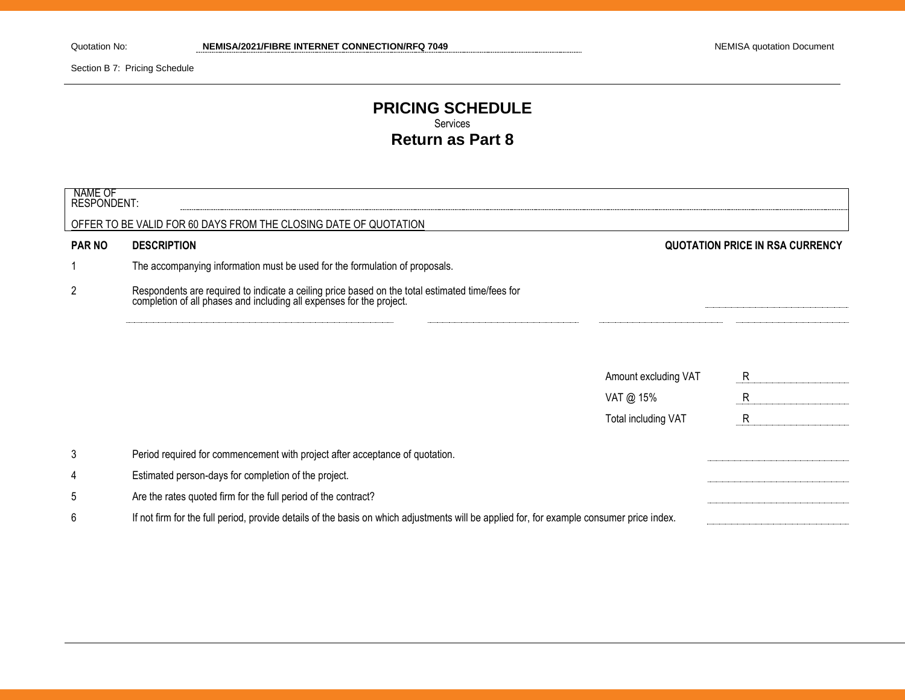Quotation No: **NEMISA/2021/FIBRE INTERNET CONNECTION/RFQ 7049** NEMISA quotation Document

Section B 7: Pricing Schedule

# PRICING SCHEDULE

Services

## Return as Part 8

NAME OF RESPONDENT: ..........................................................................................................

OFFER TO BE VALID FOR 60 DAYS FROM THE CLOSING DATE OF QUOTATION

| PAR NO | DESCRIPTION | QUOTATION PRICE IN RSA CURRENCY |
|---|---|---|
| 1 | The accompanying information must be used for the formulation of proposals. | |
| 2 | Respondents are required to indicate a ceiling price based on the total estimated time/fees for completion of all phases and including all expenses for the project. | ................ |
| | | |
| | Amount excluding VAT | R ................ |
| | VAT @ 15% | R ................ |
| | Total including VAT | R ................ |
| 3 | Period required for commencement with project after acceptance of quotation. | ................ |
| 4 | Estimated person-days for completion of the project. | ................ |
| 5 | Are the rates quoted firm for the full period of the contract? | ................ |
| 6 | If not firm for the full period, provide details of the basis on which adjustments will be applied for, for example consumer price index. | ................ |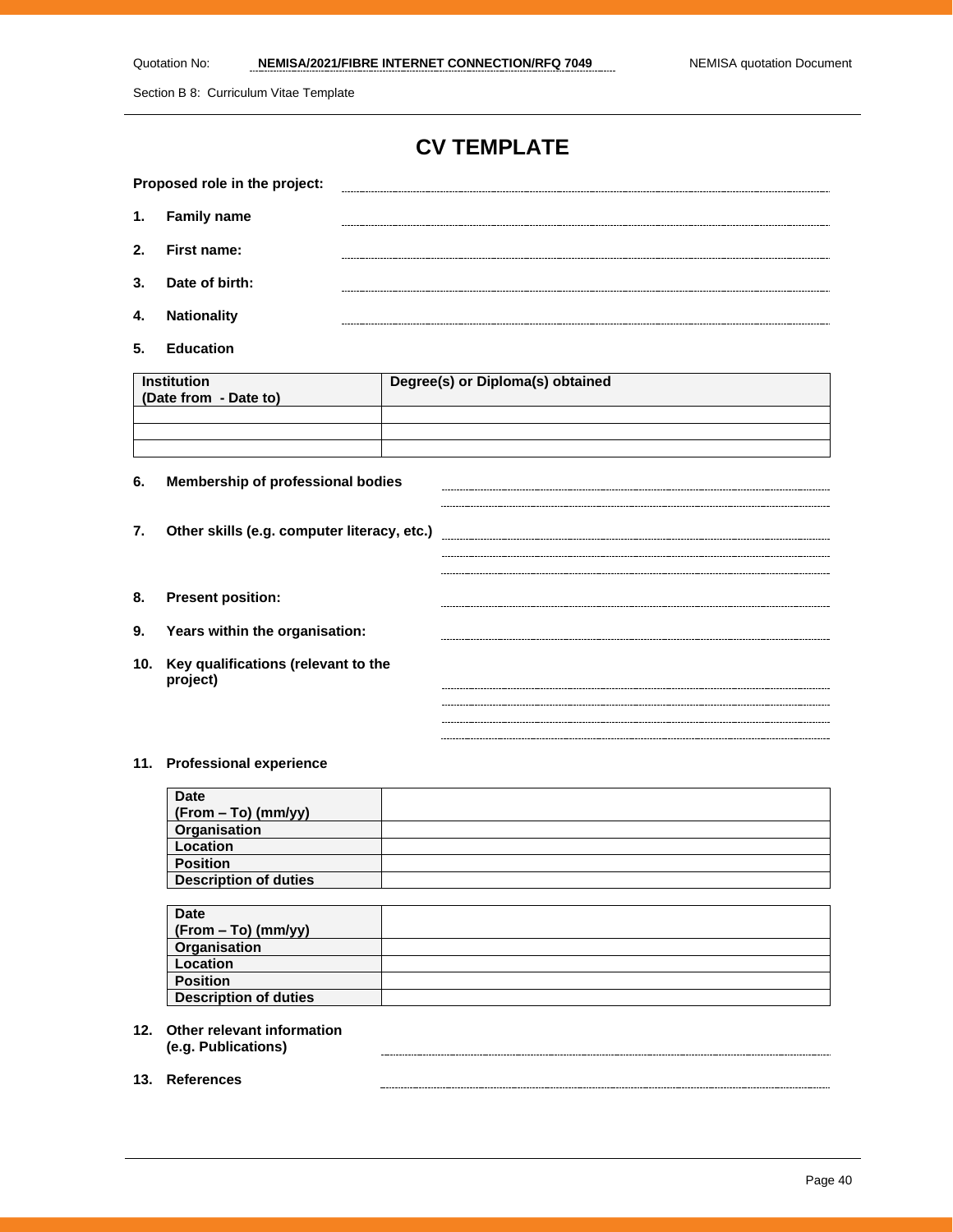# CV TEMPLATE

**Proposed role in the project:** ...............................................

1. **Family name** ...............................................
2. **First name:** ...............................................
3. **Date of birth:** ...............................................
4. **Nationality** ...............................................
5. **Education**

| Institution (Date from - Date to) | Degree(s) or Diploma(s) obtained |
|---|---|
| | |
| | |
| | |

6. **Membership of professional bodies** ...............................................
7. **Other skills (e.g. computer literacy, etc.)** ...............................................
8. **Present position:** ...............................................
9. **Years within the organisation:** ...............................................
10. **Key qualifications (relevant to the project)** ...............................................
11. **Professional experience**

| | |
|---|---|
| **Date (From – To) (mm/yy)** | |
| **Organisation** | |
| **Location** | |
| **Position** | |
| **Description of duties** | |

| | |
|---|---|
| **Date (From – To) (mm/yy)** | |
| **Organisation** | |
| **Location** | |
| **Position** | |
| **Description of duties** | |

12. **Other relevant information (e.g. Publications)** ...............................................
13. **References** ...............................................